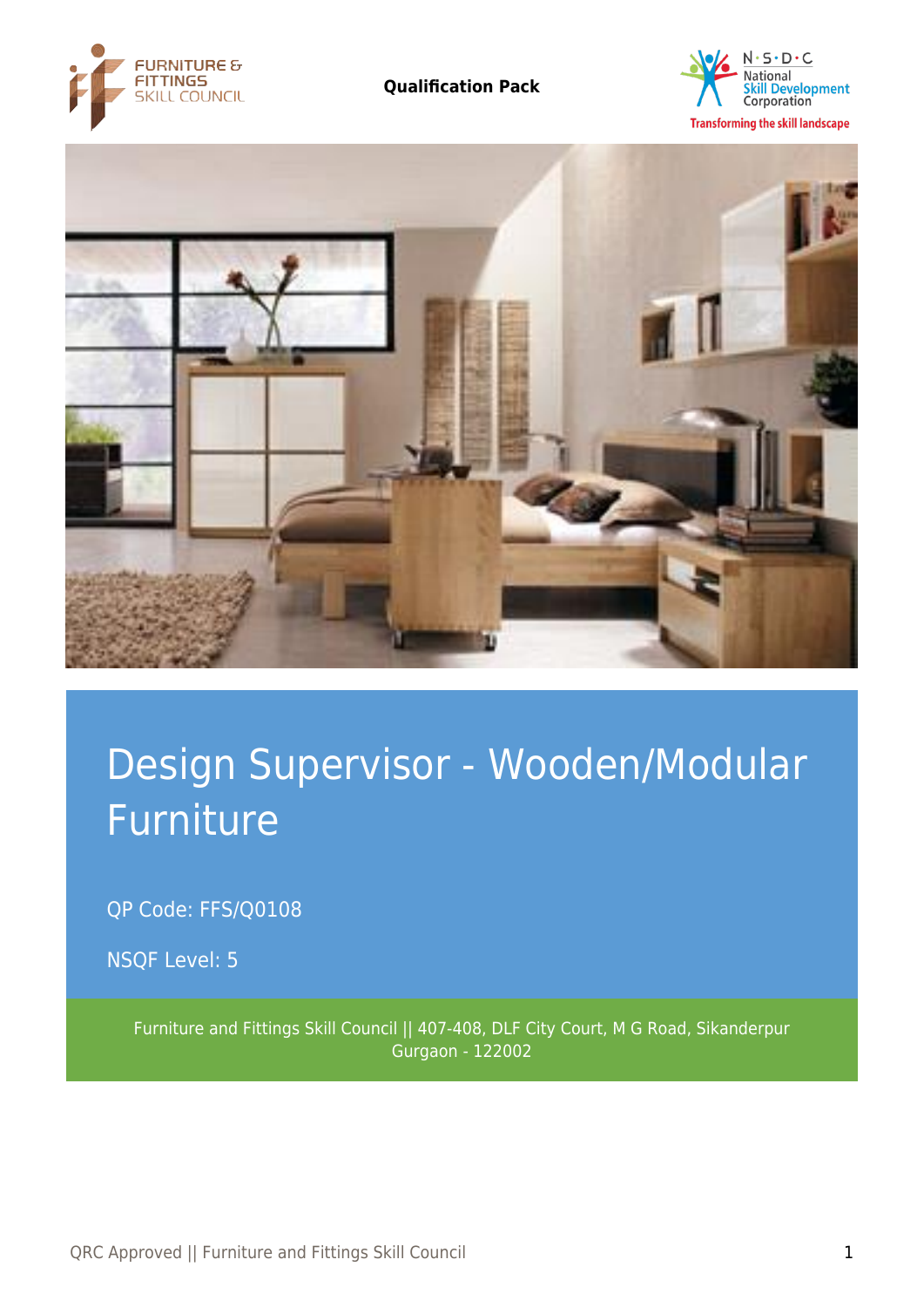Qualification Pack

# Design Supervisor - Wooden/Modular Furniture

QP Code: FFS/Q0108

NSQF Level: 5

Furniture and Fittings Skill Council || 407-408, DLF City Court, M G Road, Sikanderpur Gurgaon - 122002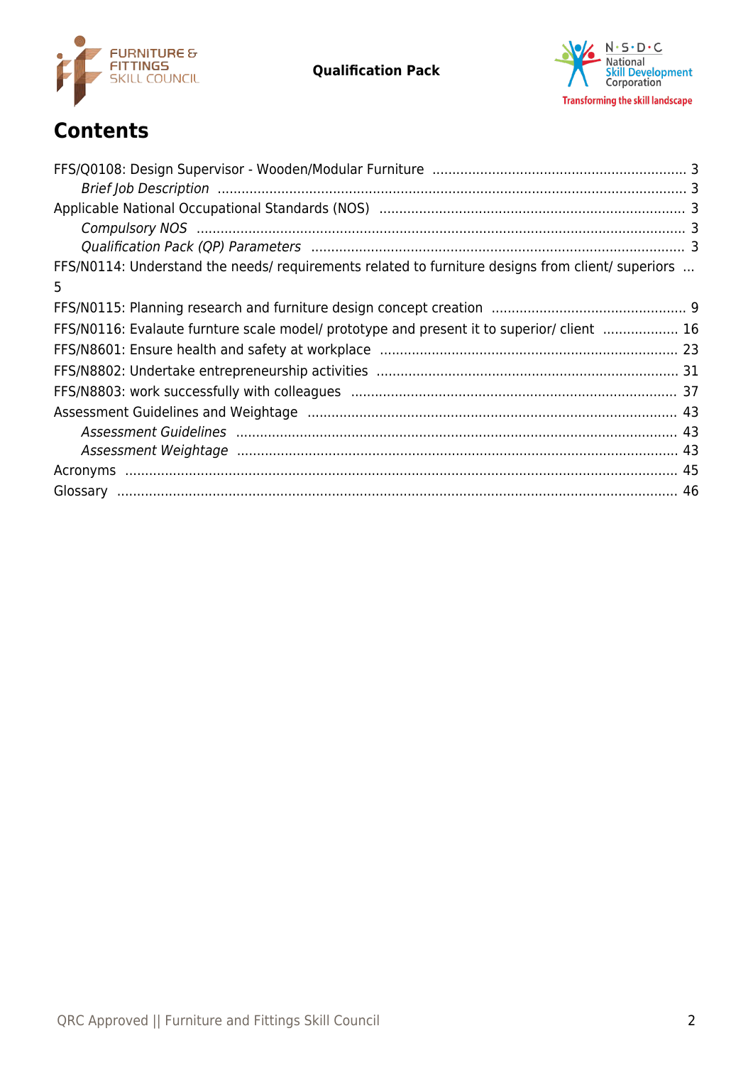# Contents

FFS/Q0108: Design Supervisor - Wooden/Modular Furniture ........................................................................ 3

*Brief Job Description* ........................................................................................................................ 3

Applicable National Occupational Standards (NOS) ................................................................................. 3

*Compulsory NOS* ............................................................................................................................. 3

*Qualification Pack (QP) Parameters* ................................................................................................. 3

FFS/N0114: Understand the needs/ requirements related to furniture designs from client/ superiors ... 5

FFS/N0115: Planning research and furniture design concept creation ..................................................... 9

FFS/N0116: Evalaute furnture scale model/ prototype and present it to superior/ client ................... 16

FFS/N8601: Ensure health and safety at workplace .................................................................................. 23

FFS/N8802: Undertake entrepreneurship activities ................................................................................... 31

FFS/N8803: work successfully with colleagues ......................................................................................... 37

Assessment Guidelines and Weightage ..................................................................................................... 43

*Assessment Guidelines* ..................................................................................................................... 43

*Assessment Weightage* ..................................................................................................................... 43

Acronyms .................................................................................................................................................. 45

Glossary .................................................................................................................................................... 46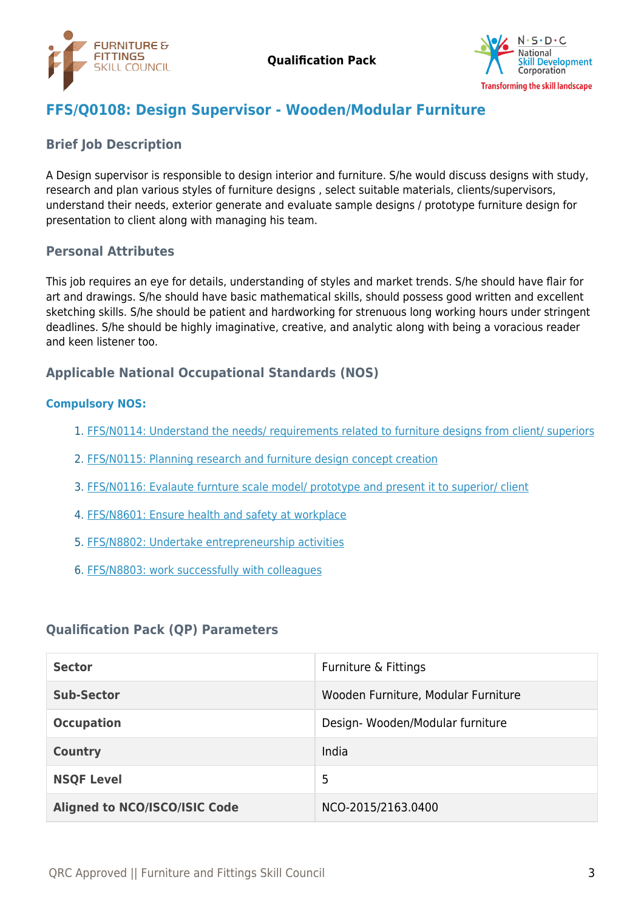# FFS/Q0108: Design Supervisor - Wooden/Modular Furniture

## Brief Job Description

A Design supervisor is responsible to design interior and furniture. S/he would discuss designs with study, research and plan various styles of furniture designs , select suitable materials, clients/supervisors, understand their needs, exterior generate and evaluate sample designs / prototype furniture design for presentation to client along with managing his team.

## Personal Attributes

This job requires an eye for details, understanding of styles and market trends. S/he should have flair for art and drawings. S/he should have basic mathematical skills, should possess good written and excellent sketching skills. S/he should be patient and hardworking for strenuous long working hours under stringent deadlines. S/he should be highly imaginative, creative, and analytic along with being a voracious reader and keen listener too.

## Applicable National Occupational Standards (NOS)

### Compulsory NOS:

1. FFS/N0114: Understand the needs/ requirements related to furniture designs from client/ superiors
2. FFS/N0115: Planning research and furniture design concept creation
3. FFS/N0116: Evalaute furnture scale model/ prototype and present it to superior/ client
4. FFS/N8601: Ensure health and safety at workplace
5. FFS/N8802: Undertake entrepreneurship activities
6. FFS/N8803: work successfully with colleagues

## Qualification Pack (QP) Parameters

| | |
|---|---|
| **Sector** | Furniture & Fittings |
| **Sub-Sector** | Wooden Furniture, Modular Furniture |
| **Occupation** | Design- Wooden/Modular furniture |
| **Country** | India |
| **NSQF Level** | 5 |
| **Aligned to NCO/ISCO/ISIC Code** | NCO-2015/2163.0400 |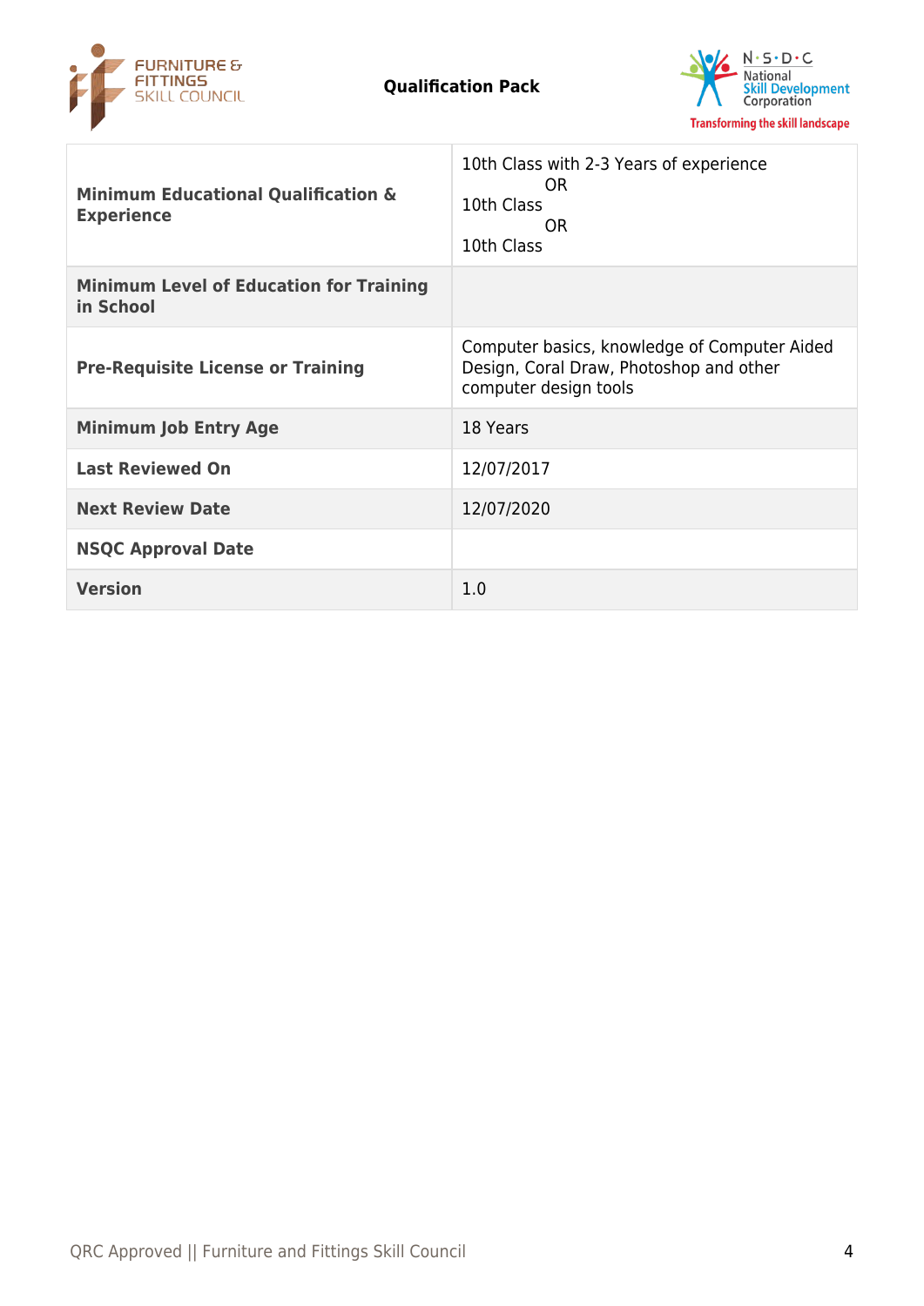| | |
|---|---|
| **Minimum Educational Qualification & Experience** | 10th Class with 2-3 Years of experience<br>OR<br>10th Class<br>OR<br>10th Class |
| **Minimum Level of Education for Training in School** | |
| **Pre-Requisite License or Training** | Computer basics, knowledge of Computer Aided Design, Coral Draw, Photoshop and other computer design tools |
| **Minimum Job Entry Age** | 18 Years |
| **Last Reviewed On** | 12/07/2017 |
| **Next Review Date** | 12/07/2020 |
| **NSQC Approval Date** | |
| **Version** | 1.0 |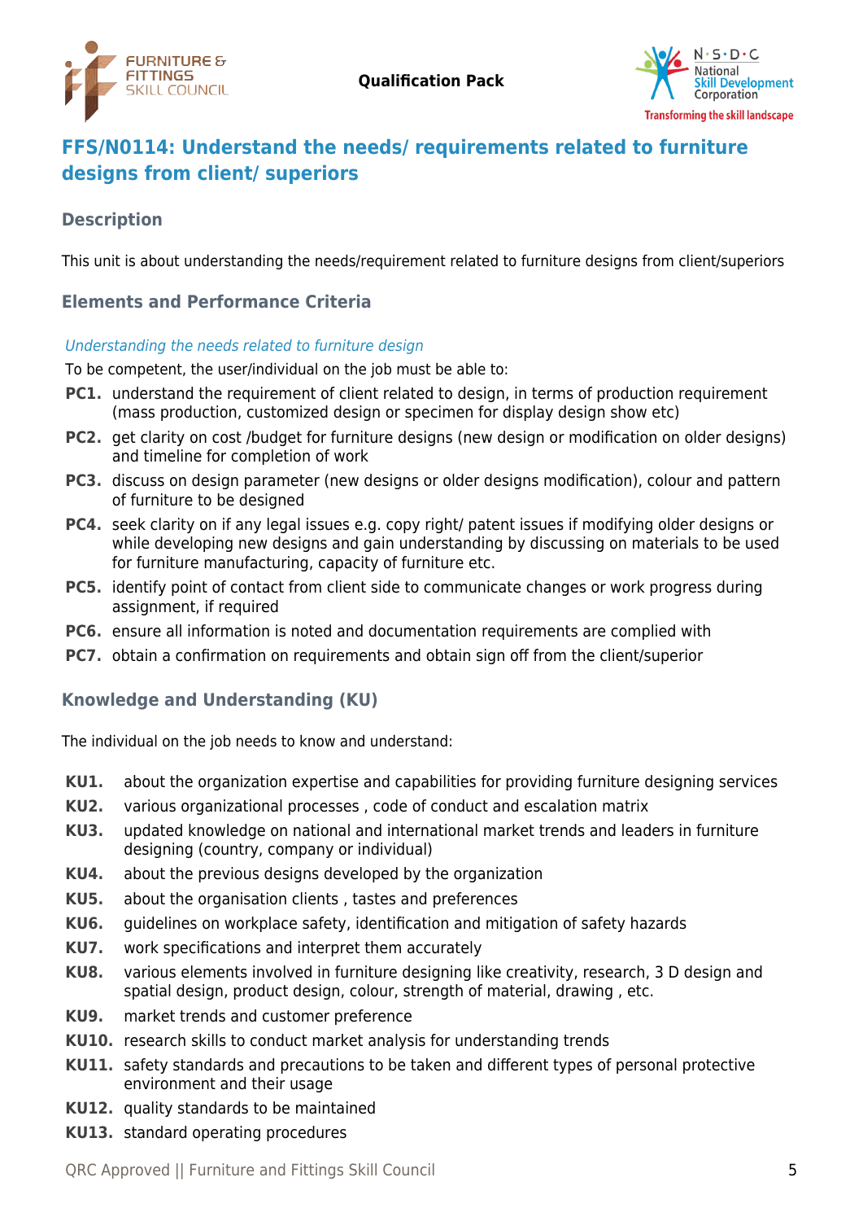## FFS/N0114: Understand the needs/ requirements related to furniture designs from client/ superiors

### Description

This unit is about understanding the needs/requirement related to furniture designs from client/superiors

### Elements and Performance Criteria

*Understanding the needs related to furniture design*

To be competent, the user/individual on the job must be able to:

- **PC1.** understand the requirement of client related to design, in terms of production requirement (mass production, customized design or specimen for display design show etc)
- **PC2.** get clarity on cost /budget for furniture designs (new design or modification on older designs) and timeline for completion of work
- **PC3.** discuss on design parameter (new designs or older designs modification), colour and pattern of furniture to be designed
- **PC4.** seek clarity on if any legal issues e.g. copy right/ patent issues if modifying older designs or while developing new designs and gain understanding by discussing on materials to be used for furniture manufacturing, capacity of furniture etc.
- **PC5.** identify point of contact from client side to communicate changes or work progress during assignment, if required
- **PC6.** ensure all information is noted and documentation requirements are complied with
- **PC7.** obtain a confirmation on requirements and obtain sign off from the client/superior

### Knowledge and Understanding (KU)

The individual on the job needs to know and understand:

- **KU1.** about the organization expertise and capabilities for providing furniture designing services
- **KU2.** various organizational processes , code of conduct and escalation matrix
- **KU3.** updated knowledge on national and international market trends and leaders in furniture designing (country, company or individual)
- **KU4.** about the previous designs developed by the organization
- **KU5.** about the organisation clients , tastes and preferences
- **KU6.** guidelines on workplace safety, identification and mitigation of safety hazards
- **KU7.** work specifications and interpret them accurately
- **KU8.** various elements involved in furniture designing like creativity, research, 3 D design and spatial design, product design, colour, strength of material, drawing , etc.
- **KU9.** market trends and customer preference
- **KU10.** research skills to conduct market analysis for understanding trends
- **KU11.** safety standards and precautions to be taken and different types of personal protective environment and their usage
- **KU12.** quality standards to be maintained
- **KU13.** standard operating procedures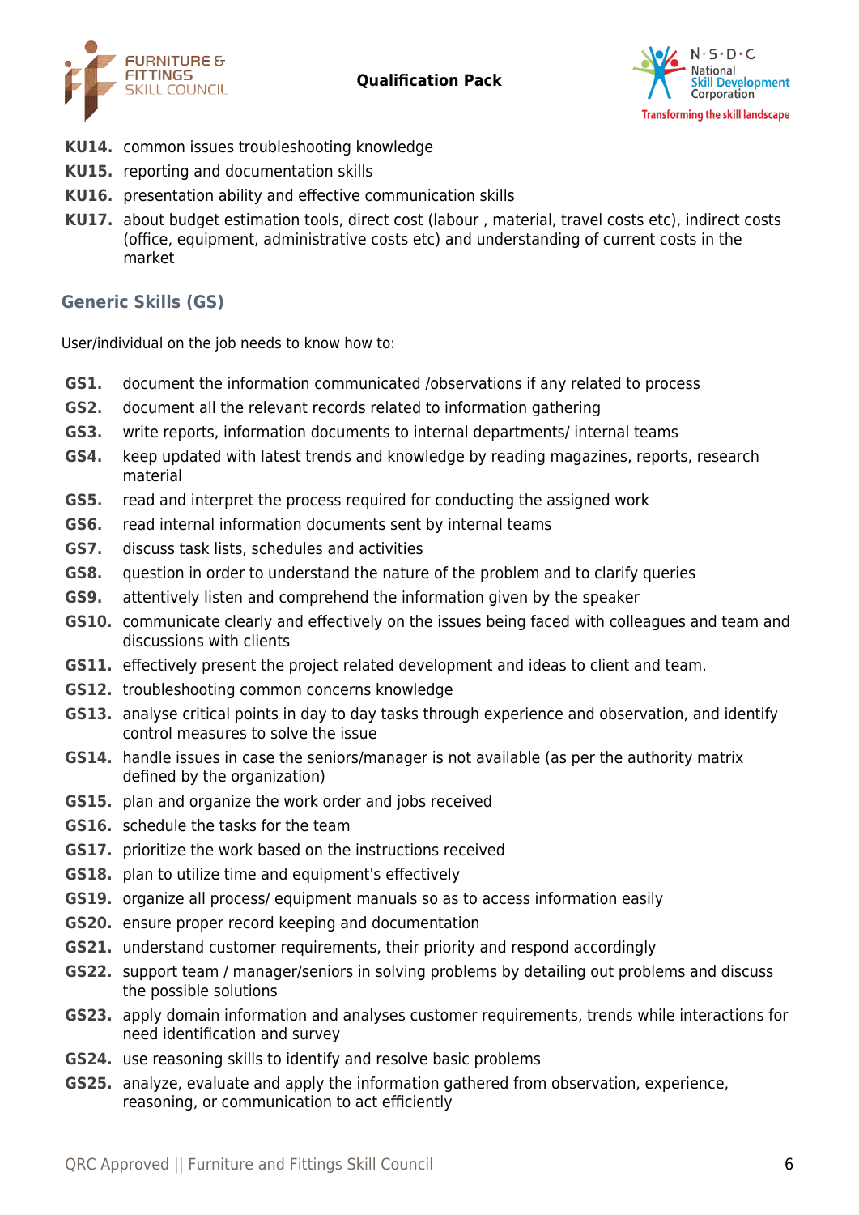**KU14.** common issues troubleshooting knowledge

**KU15.** reporting and documentation skills

**KU16.** presentation ability and effective communication skills

**KU17.** about budget estimation tools, direct cost (labour , material, travel costs etc), indirect costs (office, equipment, administrative costs etc) and understanding of current costs in the market

## Generic Skills (GS)

User/individual on the job needs to know how to:

**GS1.** document the information communicated /observations if any related to process

**GS2.** document all the relevant records related to information gathering

**GS3.** write reports, information documents to internal departments/ internal teams

**GS4.** keep updated with latest trends and knowledge by reading magazines, reports, research material

**GS5.** read and interpret the process required for conducting the assigned work

**GS6.** read internal information documents sent by internal teams

**GS7.** discuss task lists, schedules and activities

**GS8.** question in order to understand the nature of the problem and to clarify queries

**GS9.** attentively listen and comprehend the information given by the speaker

**GS10.** communicate clearly and effectively on the issues being faced with colleagues and team and discussions with clients

**GS11.** effectively present the project related development and ideas to client and team.

**GS12.** troubleshooting common concerns knowledge

**GS13.** analyse critical points in day to day tasks through experience and observation, and identify control measures to solve the issue

**GS14.** handle issues in case the seniors/manager is not available (as per the authority matrix defined by the organization)

**GS15.** plan and organize the work order and jobs received

**GS16.** schedule the tasks for the team

**GS17.** prioritize the work based on the instructions received

**GS18.** plan to utilize time and equipment's effectively

**GS19.** organize all process/ equipment manuals so as to access information easily

**GS20.** ensure proper record keeping and documentation

**GS21.** understand customer requirements, their priority and respond accordingly

**GS22.** support team / manager/seniors in solving problems by detailing out problems and discuss the possible solutions

**GS23.** apply domain information and analyses customer requirements, trends while interactions for need identification and survey

**GS24.** use reasoning skills to identify and resolve basic problems

**GS25.** analyze, evaluate and apply the information gathered from observation, experience, reasoning, or communication to act efficiently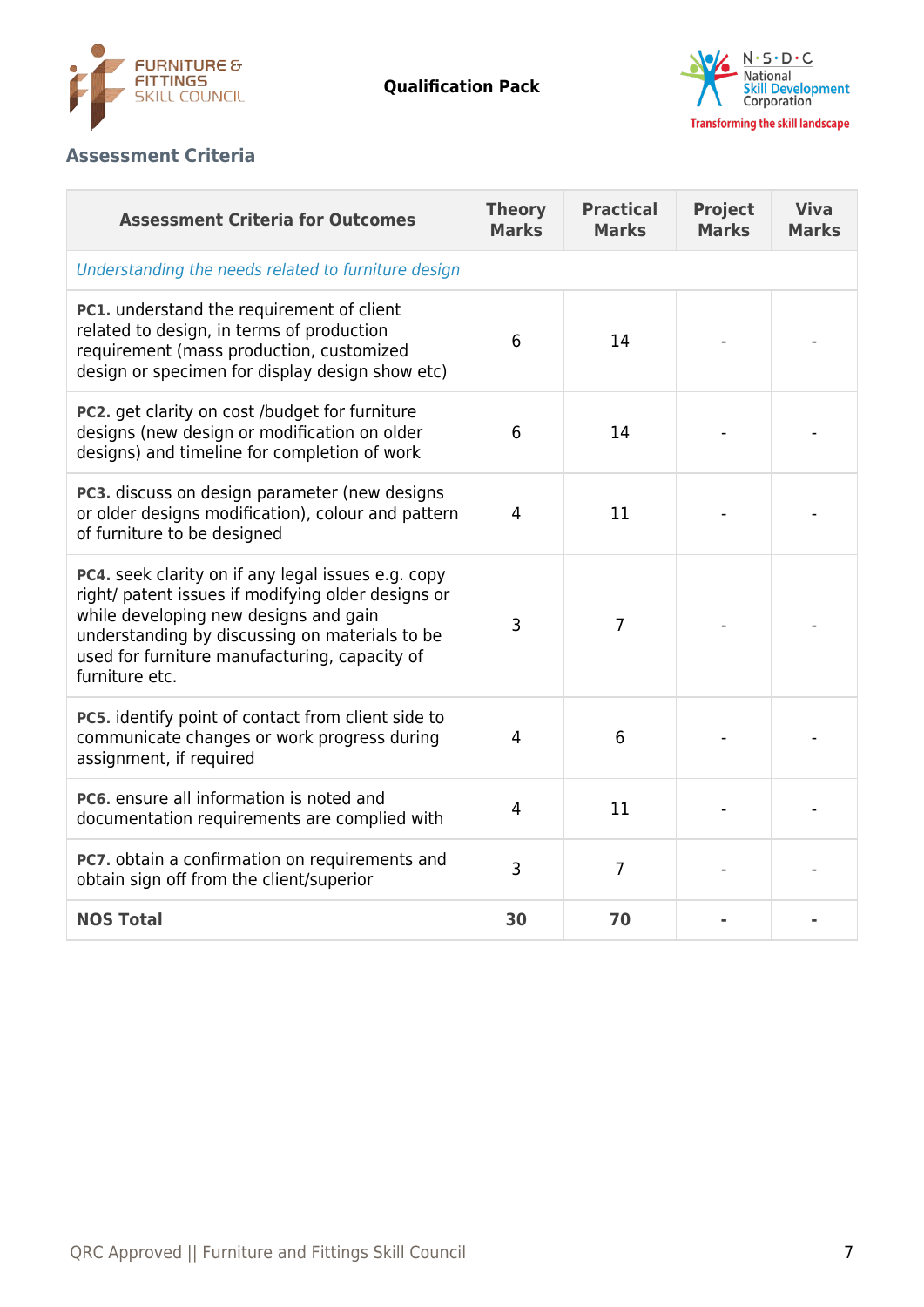## Assessment Criteria

| Assessment Criteria for Outcomes | Theory Marks | Practical Marks | Project Marks | Viva Marks |
|---|---|---|---|---|
| *Understanding the needs related to furniture design* | | | | |
| **PC1.** understand the requirement of client related to design, in terms of production requirement (mass production, customized design or specimen for display design show etc) | 6 | 14 | - | - |
| **PC2.** get clarity on cost /budget for furniture designs (new design or modification on older designs) and timeline for completion of work | 6 | 14 | - | - |
| **PC3.** discuss on design parameter (new designs or older designs modification), colour and pattern of furniture to be designed | 4 | 11 | - | - |
| **PC4.** seek clarity on if any legal issues e.g. copy right/ patent issues if modifying older designs or while developing new designs and gain understanding by discussing on materials to be used for furniture manufacturing, capacity of furniture etc. | 3 | 7 | - | - |
| **PC5.** identify point of contact from client side to communicate changes or work progress during assignment, if required | 4 | 6 | - | - |
| **PC6.** ensure all information is noted and documentation requirements are complied with | 4 | 11 | - | - |
| **PC7.** obtain a confirmation on requirements and obtain sign off from the client/superior | 3 | 7 | - | - |
| **NOS Total** | **30** | **70** | **-** | **-** |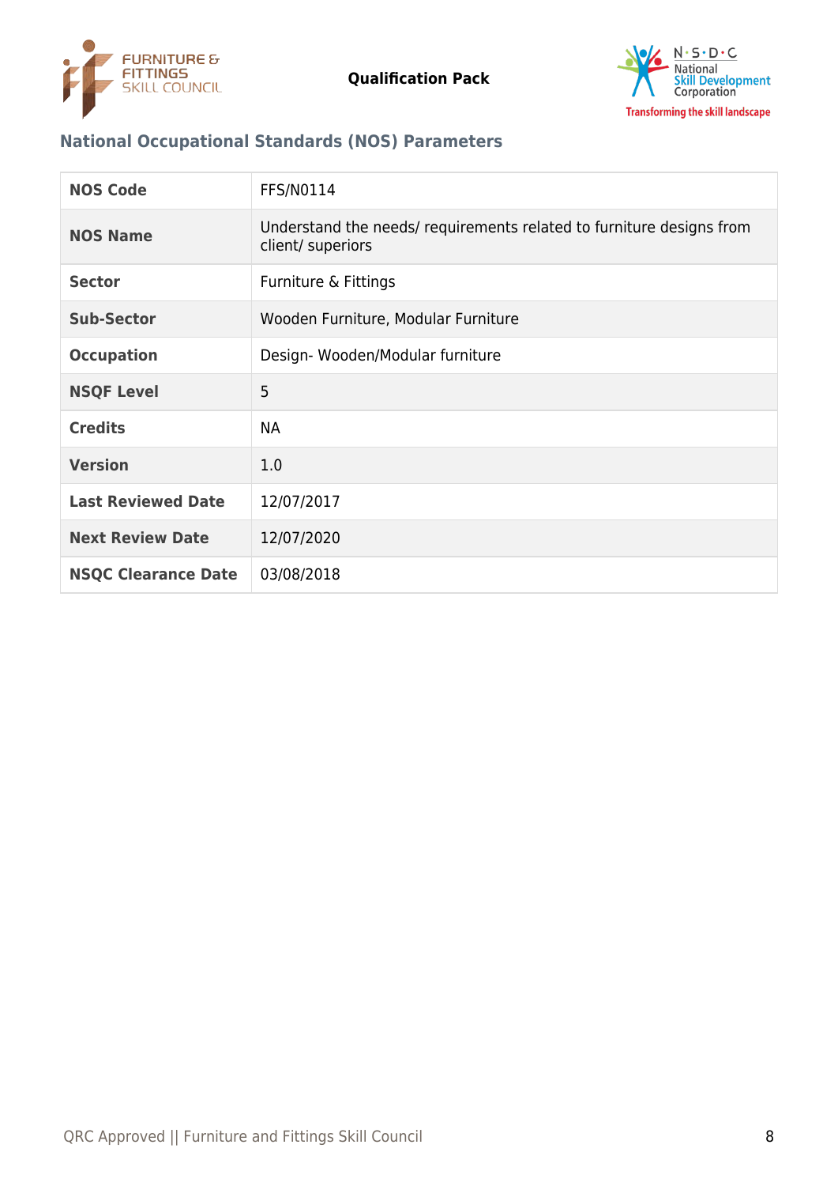### National Occupational Standards (NOS) Parameters

| NOS Code | FFS/N0114 |
|---|---|
| NOS Name | Understand the needs/ requirements related to furniture designs from client/ superiors |
| Sector | Furniture & Fittings |
| Sub-Sector | Wooden Furniture, Modular Furniture |
| Occupation | Design- Wooden/Modular furniture |
| NSQF Level | 5 |
| Credits | NA |
| Version | 1.0 |
| Last Reviewed Date | 12/07/2017 |
| Next Review Date | 12/07/2020 |
| NSQC Clearance Date | 03/08/2018 |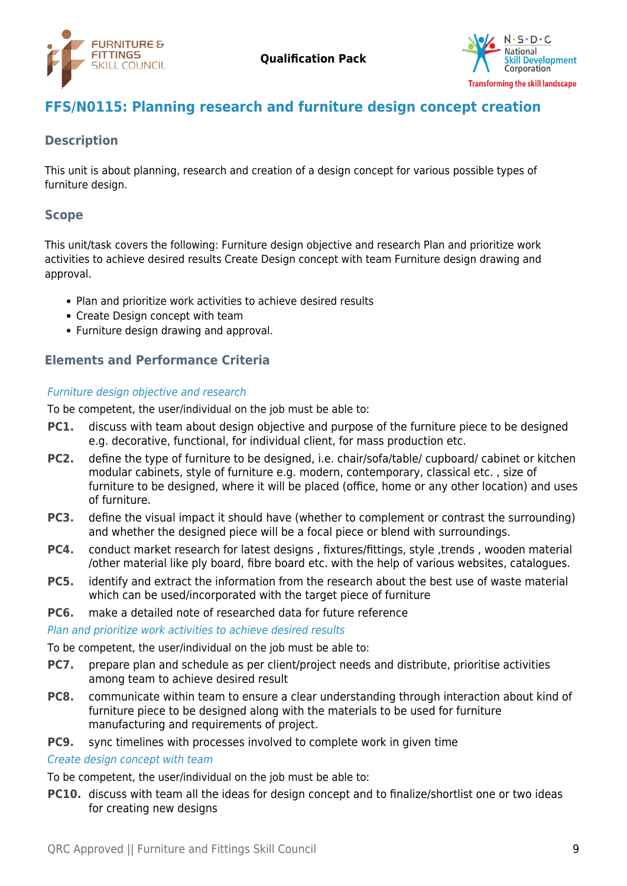## FFS/N0115: Planning research and furniture design concept creation

### Description

This unit is about planning, research and creation of a design concept for various possible types of furniture design.

### Scope

This unit/task covers the following: Furniture design objective and research Plan and prioritize work activities to achieve desired results Create Design concept with team Furniture design drawing and approval.

- Plan and prioritize work activities to achieve desired results
- Create Design concept with team
- Furniture design drawing and approval.

### Elements and Performance Criteria

*Furniture design objective and research*

To be competent, the user/individual on the job must be able to:

**PC1.** discuss with team about design objective and purpose of the furniture piece to be designed e.g. decorative, functional, for individual client, for mass production etc.

**PC2.** define the type of furniture to be designed, i.e. chair/sofa/table/ cupboard/ cabinet or kitchen modular cabinets, style of furniture e.g. modern, contemporary, classical etc. , size of furniture to be designed, where it will be placed (office, home or any other location) and uses of furniture.

**PC3.** define the visual impact it should have (whether to complement or contrast the surrounding) and whether the designed piece will be a focal piece or blend with surroundings.

**PC4.** conduct market research for latest designs , fixtures/fittings, style ,trends , wooden material /other material like ply board, fibre board etc. with the help of various websites, catalogues.

**PC5.** identify and extract the information from the research about the best use of waste material which can be used/incorporated with the target piece of furniture

**PC6.** make a detailed note of researched data for future reference

*Plan and prioritize work activities to achieve desired results*

To be competent, the user/individual on the job must be able to:

**PC7.** prepare plan and schedule as per client/project needs and distribute, prioritise activities among team to achieve desired result

**PC8.** communicate within team to ensure a clear understanding through interaction about kind of furniture piece to be designed along with the materials to be used for furniture manufacturing and requirements of project.

**PC9.** sync timelines with processes involved to complete work in given time

*Create design concept with team*

To be competent, the user/individual on the job must be able to:

**PC10.** discuss with team all the ideas for design concept and to finalize/shortlist one or two ideas for creating new designs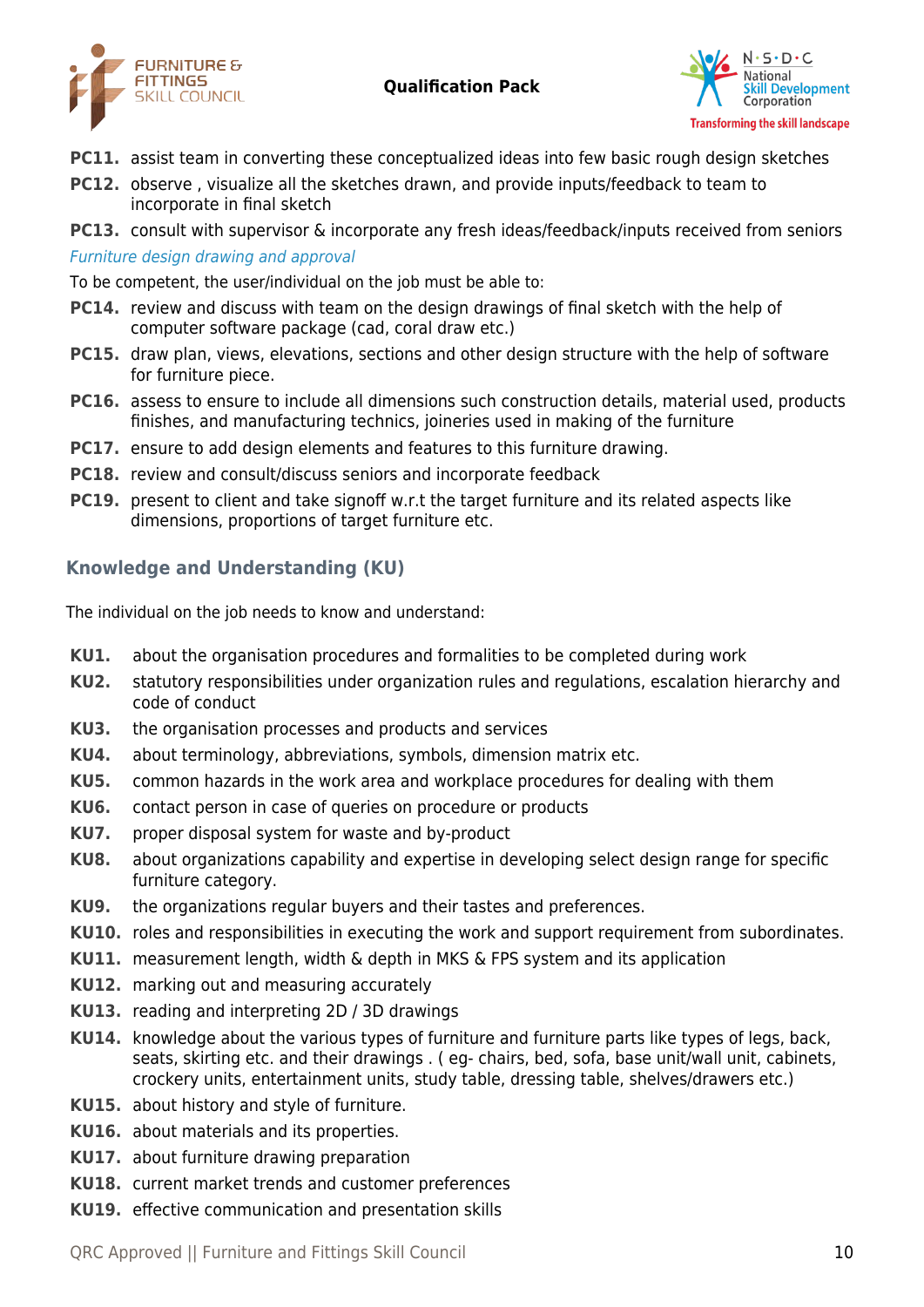**PC11.** assist team in converting these conceptualized ideas into few basic rough design sketches

**PC12.** observe , visualize all the sketches drawn, and provide inputs/feedback to team to incorporate in final sketch

**PC13.** consult with supervisor & incorporate any fresh ideas/feedback/inputs received from seniors

*Furniture design drawing and approval*

To be competent, the user/individual on the job must be able to:

**PC14.** review and discuss with team on the design drawings of final sketch with the help of computer software package (cad, coral draw etc.)

**PC15.** draw plan, views, elevations, sections and other design structure with the help of software for furniture piece.

**PC16.** assess to ensure to include all dimensions such construction details, material used, products finishes, and manufacturing technics, joineries used in making of the furniture

**PC17.** ensure to add design elements and features to this furniture drawing.

**PC18.** review and consult/discuss seniors and incorporate feedback

**PC19.** present to client and take signoff w.r.t the target furniture and its related aspects like dimensions, proportions of target furniture etc.

## Knowledge and Understanding (KU)

The individual on the job needs to know and understand:

**KU1.** about the organisation procedures and formalities to be completed during work

**KU2.** statutory responsibilities under organization rules and regulations, escalation hierarchy and code of conduct

**KU3.** the organisation processes and products and services

**KU4.** about terminology, abbreviations, symbols, dimension matrix etc.

**KU5.** common hazards in the work area and workplace procedures for dealing with them

**KU6.** contact person in case of queries on procedure or products

**KU7.** proper disposal system for waste and by-product

**KU8.** about organizations capability and expertise in developing select design range for specific furniture category.

**KU9.** the organizations regular buyers and their tastes and preferences.

**KU10.** roles and responsibilities in executing the work and support requirement from subordinates.

**KU11.** measurement length, width & depth in MKS & FPS system and its application

**KU12.** marking out and measuring accurately

**KU13.** reading and interpreting 2D / 3D drawings

**KU14.** knowledge about the various types of furniture and furniture parts like types of legs, back, seats, skirting etc. and their drawings . ( eg- chairs, bed, sofa, base unit/wall unit, cabinets, crockery units, entertainment units, study table, dressing table, shelves/drawers etc.)

**KU15.** about history and style of furniture.

**KU16.** about materials and its properties.

**KU17.** about furniture drawing preparation

**KU18.** current market trends and customer preferences

**KU19.** effective communication and presentation skills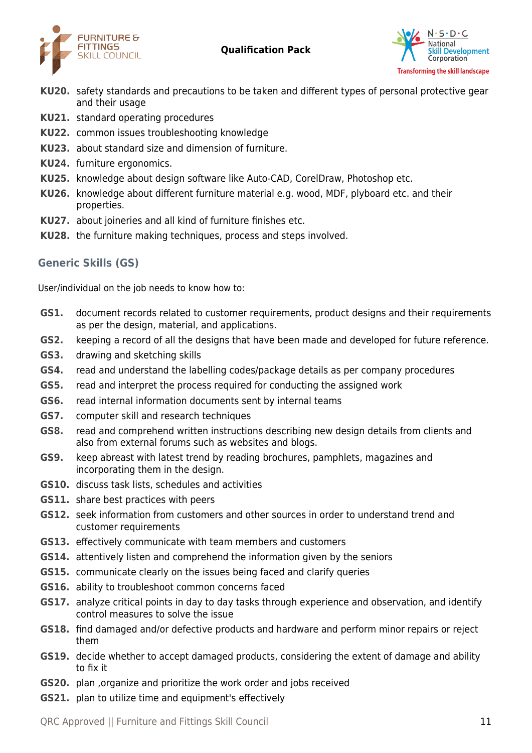**KU20.** safety standards and precautions to be taken and different types of personal protective gear and their usage

**KU21.** standard operating procedures

**KU22.** common issues troubleshooting knowledge

**KU23.** about standard size and dimension of furniture.

**KU24.** furniture ergonomics.

**KU25.** knowledge about design software like Auto-CAD, CorelDraw, Photoshop etc.

**KU26.** knowledge about different furniture material e.g. wood, MDF, plyboard etc. and their properties.

**KU27.** about joineries and all kind of furniture finishes etc.

**KU28.** the furniture making techniques, process and steps involved.

### Generic Skills (GS)

User/individual on the job needs to know how to:

**GS1.** document records related to customer requirements, product designs and their requirements as per the design, material, and applications.

**GS2.** keeping a record of all the designs that have been made and developed for future reference.

**GS3.** drawing and sketching skills

**GS4.** read and understand the labelling codes/package details as per company procedures

**GS5.** read and interpret the process required for conducting the assigned work

**GS6.** read internal information documents sent by internal teams

**GS7.** computer skill and research techniques

**GS8.** read and comprehend written instructions describing new design details from clients and also from external forums such as websites and blogs.

**GS9.** keep abreast with latest trend by reading brochures, pamphlets, magazines and incorporating them in the design.

**GS10.** discuss task lists, schedules and activities

**GS11.** share best practices with peers

**GS12.** seek information from customers and other sources in order to understand trend and customer requirements

**GS13.** effectively communicate with team members and customers

**GS14.** attentively listen and comprehend the information given by the seniors

**GS15.** communicate clearly on the issues being faced and clarify queries

**GS16.** ability to troubleshoot common concerns faced

**GS17.** analyze critical points in day to day tasks through experience and observation, and identify control measures to solve the issue

**GS18.** find damaged and/or defective products and hardware and perform minor repairs or reject them

**GS19.** decide whether to accept damaged products, considering the extent of damage and ability to fix it

**GS20.** plan ,organize and prioritize the work order and jobs received

**GS21.** plan to utilize time and equipment's effectively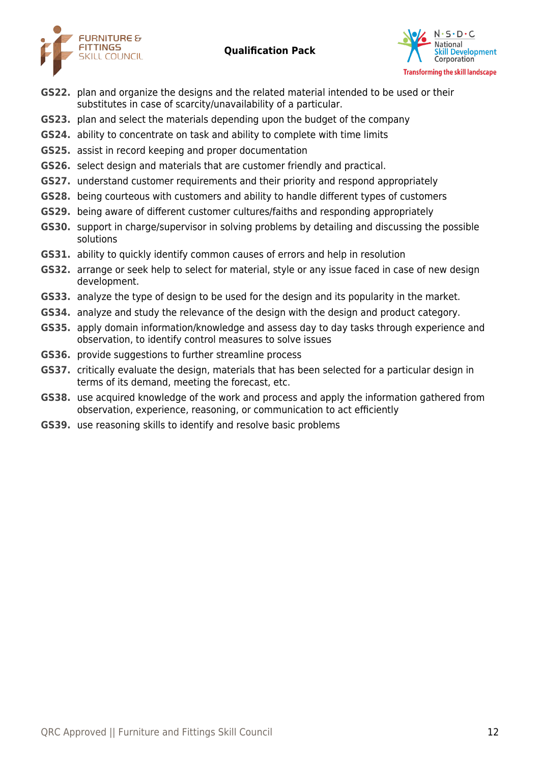**GS22.** plan and organize the designs and the related material intended to be used or their substitutes in case of scarcity/unavailability of a particular.

**GS23.** plan and select the materials depending upon the budget of the company

**GS24.** ability to concentrate on task and ability to complete with time limits

**GS25.** assist in record keeping and proper documentation

**GS26.** select design and materials that are customer friendly and practical.

**GS27.** understand customer requirements and their priority and respond appropriately

**GS28.** being courteous with customers and ability to handle different types of customers

**GS29.** being aware of different customer cultures/faiths and responding appropriately

**GS30.** support in charge/supervisor in solving problems by detailing and discussing the possible solutions

**GS31.** ability to quickly identify common causes of errors and help in resolution

**GS32.** arrange or seek help to select for material, style or any issue faced in case of new design development.

**GS33.** analyze the type of design to be used for the design and its popularity in the market.

**GS34.** analyze and study the relevance of the design with the design and product category.

**GS35.** apply domain information/knowledge and assess day to day tasks through experience and observation, to identify control measures to solve issues

**GS36.** provide suggestions to further streamline process

**GS37.** critically evaluate the design, materials that has been selected for a particular design in terms of its demand, meeting the forecast, etc.

**GS38.** use acquired knowledge of the work and process and apply the information gathered from observation, experience, reasoning, or communication to act efficiently

**GS39.** use reasoning skills to identify and resolve basic problems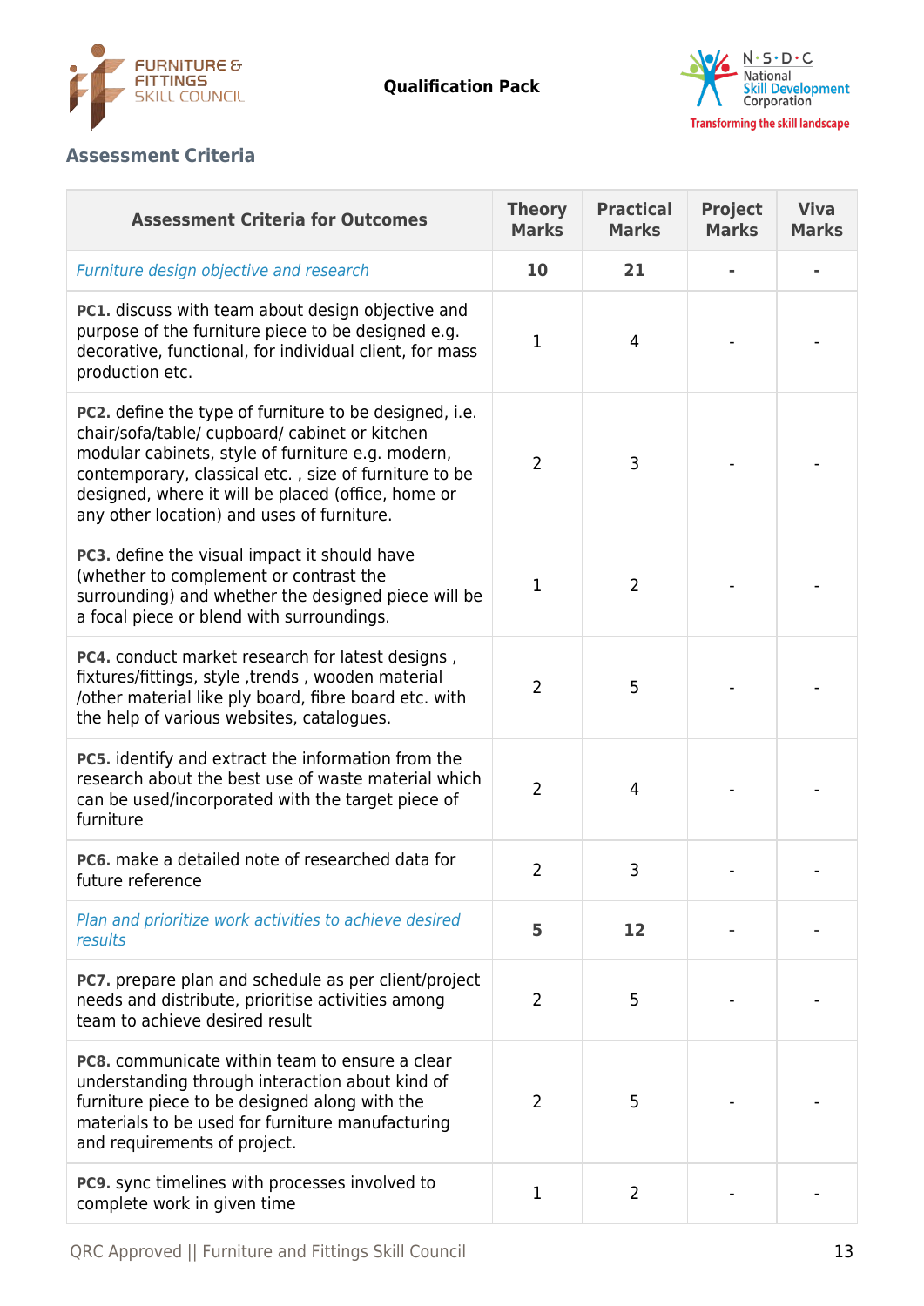## Assessment Criteria

| Assessment Criteria for Outcomes | Theory Marks | Practical Marks | Project Marks | Viva Marks |
|---|---|---|---|---|
| *Furniture design objective and research* | **10** | **21** | **-** | **-** |
| **PC1.** discuss with team about design objective and purpose of the furniture piece to be designed e.g. decorative, functional, for individual client, for mass production etc. | 1 | 4 | - | - |
| **PC2.** define the type of furniture to be designed, i.e. chair/sofa/table/ cupboard/ cabinet or kitchen modular cabinets, style of furniture e.g. modern, contemporary, classical etc. , size of furniture to be designed, where it will be placed (office, home or any other location) and uses of furniture. | 2 | 3 | - | - |
| **PC3.** define the visual impact it should have (whether to complement or contrast the surrounding) and whether the designed piece will be a focal piece or blend with surroundings. | 1 | 2 | - | - |
| **PC4.** conduct market research for latest designs , fixtures/fittings, style ,trends , wooden material /other material like ply board, fibre board etc. with the help of various websites, catalogues. | 2 | 5 | - | - |
| **PC5.** identify and extract the information from the research about the best use of waste material which can be used/incorporated with the target piece of furniture | 2 | 4 | - | - |
| **PC6.** make a detailed note of researched data for future reference | 2 | 3 | - | - |
| *Plan and prioritize work activities to achieve desired results* | **5** | **12** | **-** | **-** |
| **PC7.** prepare plan and schedule as per client/project needs and distribute, prioritise activities among team to achieve desired result | 2 | 5 | - | - |
| **PC8.** communicate within team to ensure a clear understanding through interaction about kind of furniture piece to be designed along with the materials to be used for furniture manufacturing and requirements of project. | 2 | 5 | - | - |
| **PC9.** sync timelines with processes involved to complete work in given time | 1 | 2 | - | - |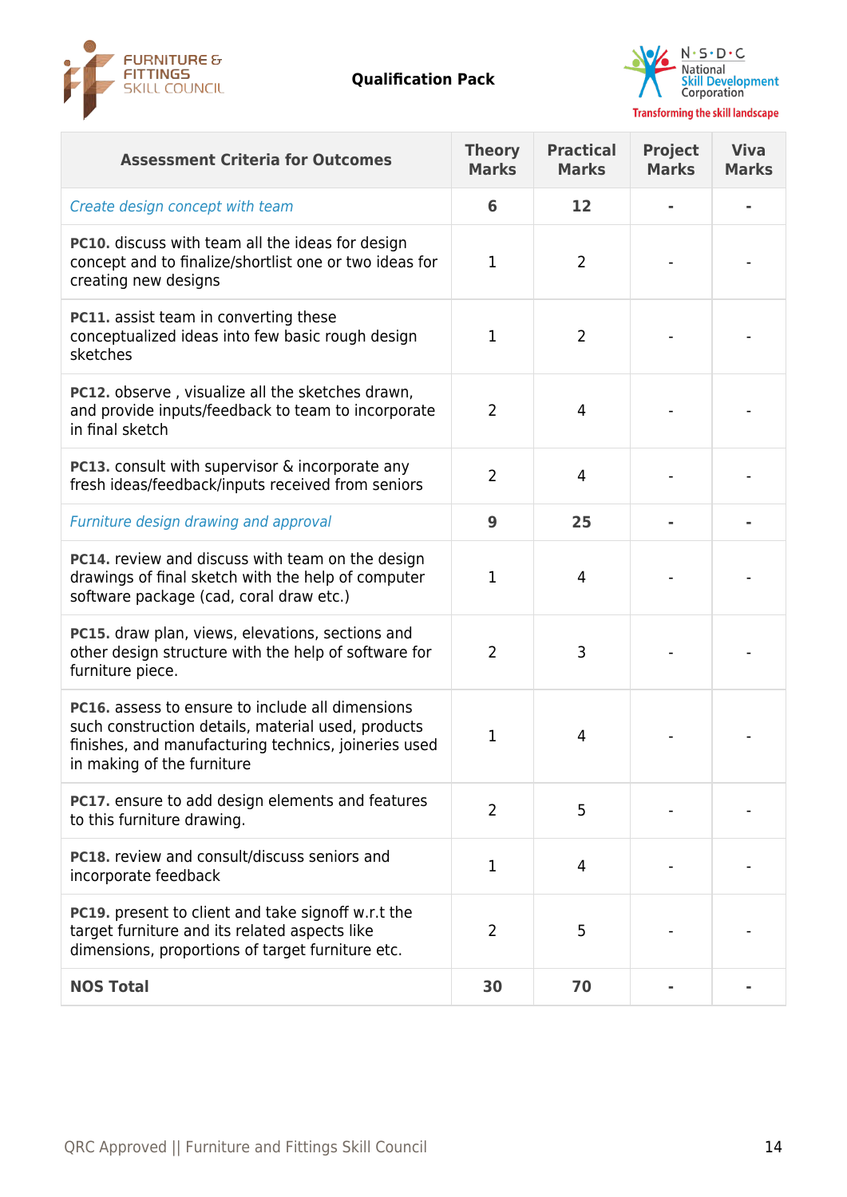| Assessment Criteria for Outcomes | Theory Marks | Practical Marks | Project Marks | Viva Marks |
|---|---|---|---|---|
| *Create design concept with team* | **6** | **12** | **-** | **-** |
| **PC10.** discuss with team all the ideas for design concept and to finalize/shortlist one or two ideas for creating new designs | 1 | 2 | - | - |
| **PC11.** assist team in converting these conceptualized ideas into few basic rough design sketches | 1 | 2 | - | - |
| **PC12.** observe , visualize all the sketches drawn, and provide inputs/feedback to team to incorporate in final sketch | 2 | 4 | - | - |
| **PC13.** consult with supervisor & incorporate any fresh ideas/feedback/inputs received from seniors | 2 | 4 | - | - |
| *Furniture design drawing and approval* | **9** | **25** | **-** | **-** |
| **PC14.** review and discuss with team on the design drawings of final sketch with the help of computer software package (cad, coral draw etc.) | 1 | 4 | - | - |
| **PC15.** draw plan, views, elevations, sections and other design structure with the help of software for furniture piece. | 2 | 3 | - | - |
| **PC16.** assess to ensure to include all dimensions such construction details, material used, products finishes, and manufacturing technics, joineries used in making of the furniture | 1 | 4 | - | - |
| **PC17.** ensure to add design elements and features to this furniture drawing. | 2 | 5 | - | - |
| **PC18.** review and consult/discuss seniors and incorporate feedback | 1 | 4 | - | - |
| **PC19.** present to client and take signoff w.r.t the target furniture and its related aspects like dimensions, proportions of target furniture etc. | 2 | 5 | - | - |
| **NOS Total** | **30** | **70** | **-** | **-** |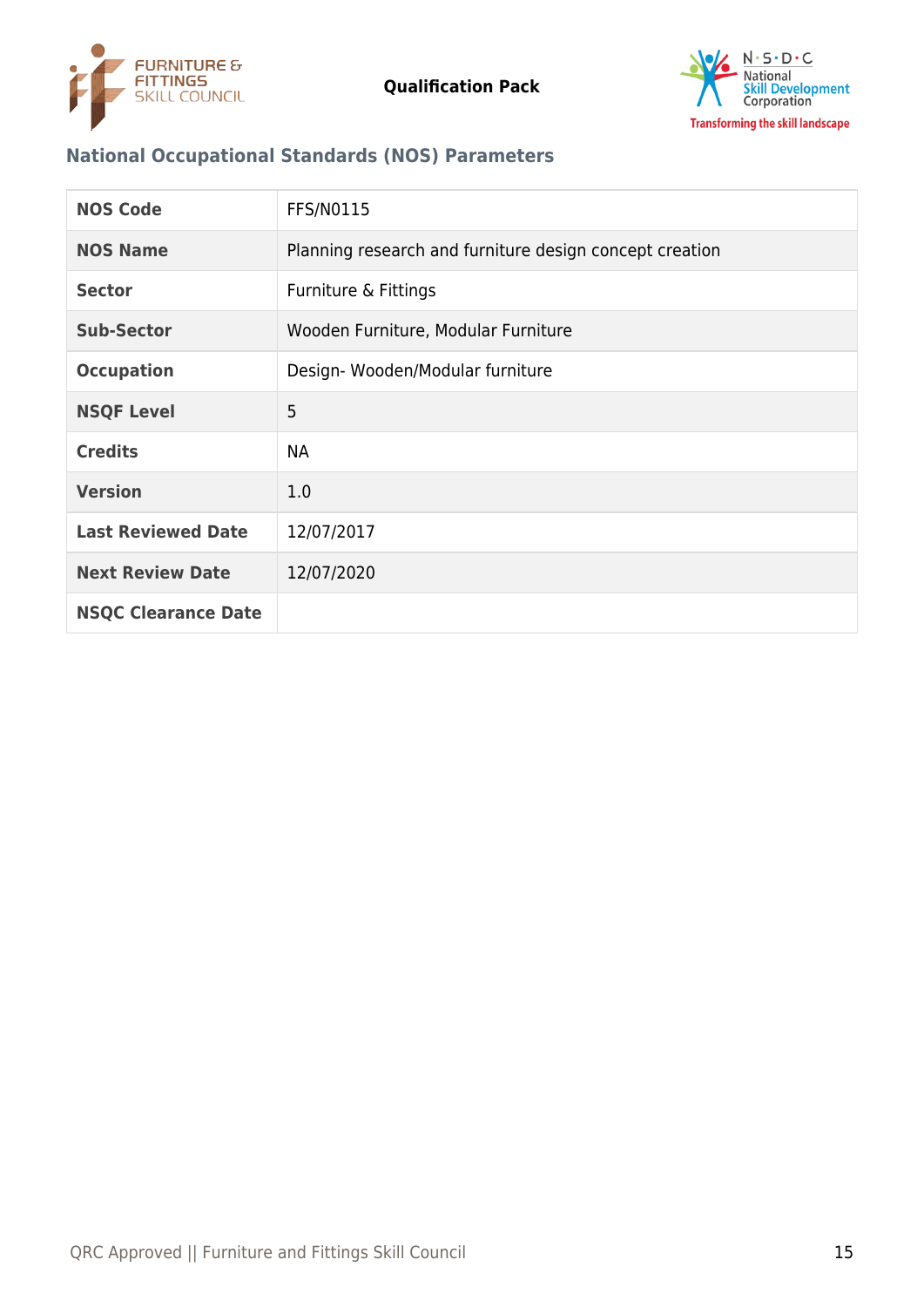## National Occupational Standards (NOS) Parameters

| | |
|---|---|
| **NOS Code** | FFS/N0115 |
| **NOS Name** | Planning research and furniture design concept creation |
| **Sector** | Furniture & Fittings |
| **Sub-Sector** | Wooden Furniture, Modular Furniture |
| **Occupation** | Design- Wooden/Modular furniture |
| **NSQF Level** | 5 |
| **Credits** | NA |
| **Version** | 1.0 |
| **Last Reviewed Date** | 12/07/2017 |
| **Next Review Date** | 12/07/2020 |
| **NSQC Clearance Date** | |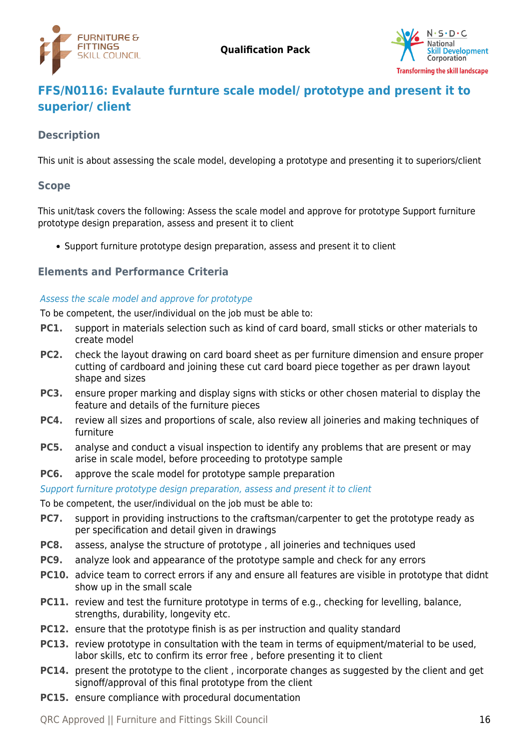## FFS/N0116: Evalaute furnture scale model/ prototype and present it to superior/ client

### Description

This unit is about assessing the scale model, developing a prototype and presenting it to superiors/client

### Scope

This unit/task covers the following: Assess the scale model and approve for prototype Support furniture prototype design preparation, assess and present it to client

- Support furniture prototype design preparation, assess and present it to client

### Elements and Performance Criteria

*Assess the scale model and approve for prototype*

To be competent, the user/individual on the job must be able to:

**PC1.** support in materials selection such as kind of card board, small sticks or other materials to create model

**PC2.** check the layout drawing on card board sheet as per furniture dimension and ensure proper cutting of cardboard and joining these cut card board piece together as per drawn layout shape and sizes

**PC3.** ensure proper marking and display signs with sticks or other chosen material to display the feature and details of the furniture pieces

**PC4.** review all sizes and proportions of scale, also review all joineries and making techniques of furniture

**PC5.** analyse and conduct a visual inspection to identify any problems that are present or may arise in scale model, before proceeding to prototype sample

**PC6.** approve the scale model for prototype sample preparation

*Support furniture prototype design preparation, assess and present it to client*

To be competent, the user/individual on the job must be able to:

**PC7.** support in providing instructions to the craftsman/carpenter to get the prototype ready as per specification and detail given in drawings

**PC8.** assess, analyse the structure of prototype , all joineries and techniques used

**PC9.** analyze look and appearance of the prototype sample and check for any errors

**PC10.** advice team to correct errors if any and ensure all features are visible in prototype that didnt show up in the small scale

**PC11.** review and test the furniture prototype in terms of e.g., checking for levelling, balance, strengths, durability, longevity etc.

**PC12.** ensure that the prototype finish is as per instruction and quality standard

**PC13.** review prototype in consultation with the team in terms of equipment/material to be used, labor skills, etc to confirm its error free , before presenting it to client

**PC14.** present the prototype to the client , incorporate changes as suggested by the client and get signoff/approval of this final prototype from the client

**PC15.** ensure compliance with procedural documentation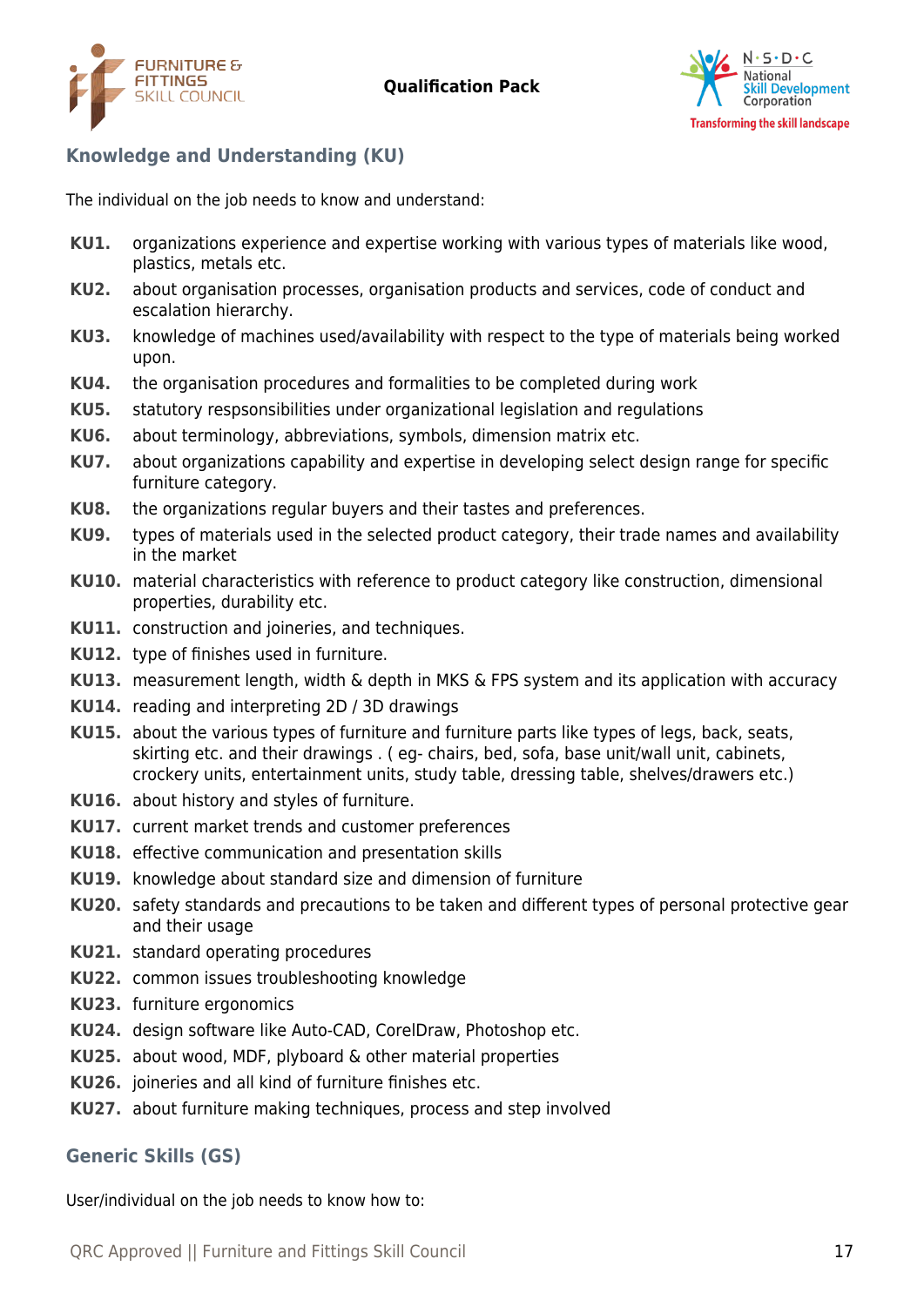## Knowledge and Understanding (KU)

The individual on the job needs to know and understand:

**KU1.** organizations experience and expertise working with various types of materials like wood, plastics, metals etc.
**KU2.** about organisation processes, organisation products and services, code of conduct and escalation hierarchy.
**KU3.** knowledge of machines used/availability with respect to the type of materials being worked upon.
**KU4.** the organisation procedures and formalities to be completed during work
**KU5.** statutory respsonsibilities under organizational legislation and regulations
**KU6.** about terminology, abbreviations, symbols, dimension matrix etc.
**KU7.** about organizations capability and expertise in developing select design range for specific furniture category.
**KU8.** the organizations regular buyers and their tastes and preferences.
**KU9.** types of materials used in the selected product category, their trade names and availability in the market
**KU10.** material characteristics with reference to product category like construction, dimensional properties, durability etc.
**KU11.** construction and joineries, and techniques.
**KU12.** type of finishes used in furniture.
**KU13.** measurement length, width & depth in MKS & FPS system and its application with accuracy
**KU14.** reading and interpreting 2D / 3D drawings
**KU15.** about the various types of furniture and furniture parts like types of legs, back, seats, skirting etc. and their drawings . ( eg- chairs, bed, sofa, base unit/wall unit, cabinets, crockery units, entertainment units, study table, dressing table, shelves/drawers etc.)
**KU16.** about history and styles of furniture.
**KU17.** current market trends and customer preferences
**KU18.** effective communication and presentation skills
**KU19.** knowledge about standard size and dimension of furniture
**KU20.** safety standards and precautions to be taken and different types of personal protective gear and their usage
**KU21.** standard operating procedures
**KU22.** common issues troubleshooting knowledge
**KU23.** furniture ergonomics
**KU24.** design software like Auto-CAD, CorelDraw, Photoshop etc.
**KU25.** about wood, MDF, plyboard & other material properties
**KU26.** joineries and all kind of furniture finishes etc.
**KU27.** about furniture making techniques, process and step involved

## Generic Skills (GS)

User/individual on the job needs to know how to: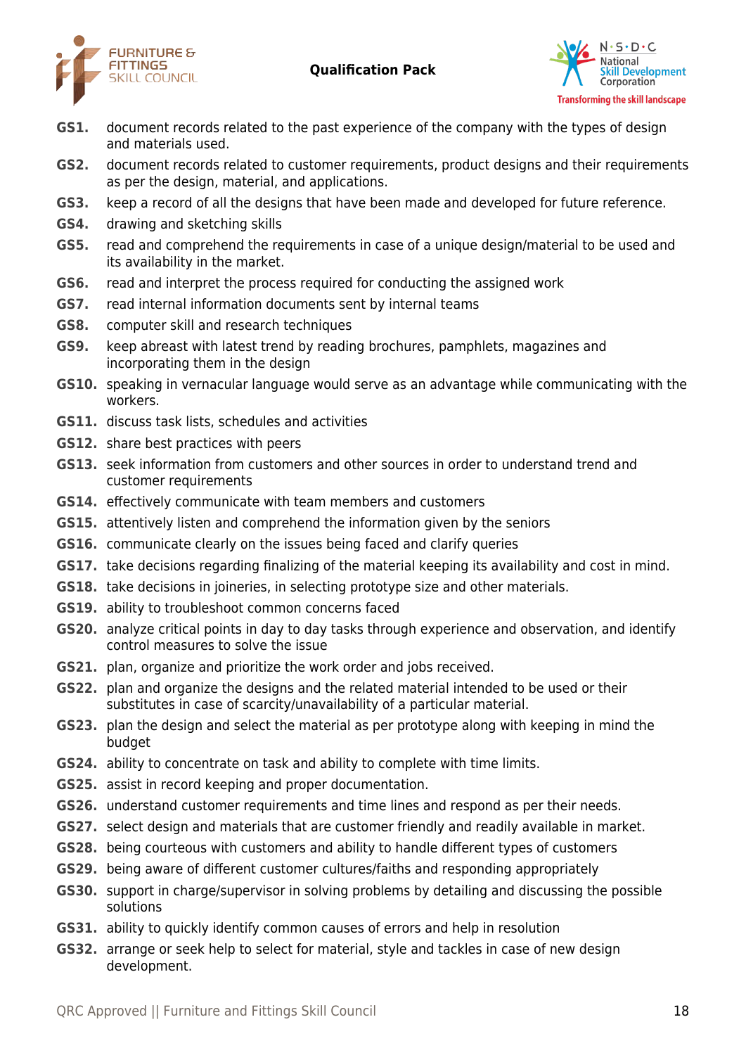**GS1.** document records related to the past experience of the company with the types of design and materials used.

**GS2.** document records related to customer requirements, product designs and their requirements as per the design, material, and applications.

**GS3.** keep a record of all the designs that have been made and developed for future reference.

**GS4.** drawing and sketching skills

**GS5.** read and comprehend the requirements in case of a unique design/material to be used and its availability in the market.

**GS6.** read and interpret the process required for conducting the assigned work

**GS7.** read internal information documents sent by internal teams

**GS8.** computer skill and research techniques

**GS9.** keep abreast with latest trend by reading brochures, pamphlets, magazines and incorporating them in the design

**GS10.** speaking in vernacular language would serve as an advantage while communicating with the workers.

**GS11.** discuss task lists, schedules and activities

**GS12.** share best practices with peers

**GS13.** seek information from customers and other sources in order to understand trend and customer requirements

**GS14.** effectively communicate with team members and customers

**GS15.** attentively listen and comprehend the information given by the seniors

**GS16.** communicate clearly on the issues being faced and clarify queries

**GS17.** take decisions regarding finalizing of the material keeping its availability and cost in mind.

**GS18.** take decisions in joineries, in selecting prototype size and other materials.

**GS19.** ability to troubleshoot common concerns faced

**GS20.** analyze critical points in day to day tasks through experience and observation, and identify control measures to solve the issue

**GS21.** plan, organize and prioritize the work order and jobs received.

**GS22.** plan and organize the designs and the related material intended to be used or their substitutes in case of scarcity/unavailability of a particular material.

**GS23.** plan the design and select the material as per prototype along with keeping in mind the budget

**GS24.** ability to concentrate on task and ability to complete with time limits.

**GS25.** assist in record keeping and proper documentation.

**GS26.** understand customer requirements and time lines and respond as per their needs.

**GS27.** select design and materials that are customer friendly and readily available in market.

**GS28.** being courteous with customers and ability to handle different types of customers

**GS29.** being aware of different customer cultures/faiths and responding appropriately

**GS30.** support in charge/supervisor in solving problems by detailing and discussing the possible solutions

**GS31.** ability to quickly identify common causes of errors and help in resolution

**GS32.** arrange or seek help to select for material, style and tackles in case of new design development.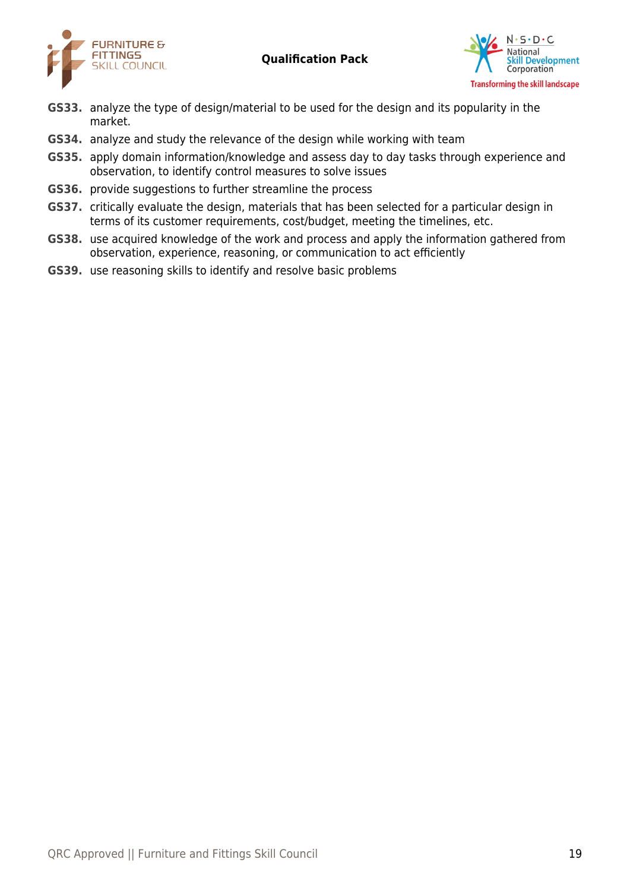**GS33.** analyze the type of design/material to be used for the design and its popularity in the market.

**GS34.** analyze and study the relevance of the design while working with team

**GS35.** apply domain information/knowledge and assess day to day tasks through experience and observation, to identify control measures to solve issues

**GS36.** provide suggestions to further streamline the process

**GS37.** critically evaluate the design, materials that has been selected for a particular design in terms of its customer requirements, cost/budget, meeting the timelines, etc.

**GS38.** use acquired knowledge of the work and process and apply the information gathered from observation, experience, reasoning, or communication to act efficiently

**GS39.** use reasoning skills to identify and resolve basic problems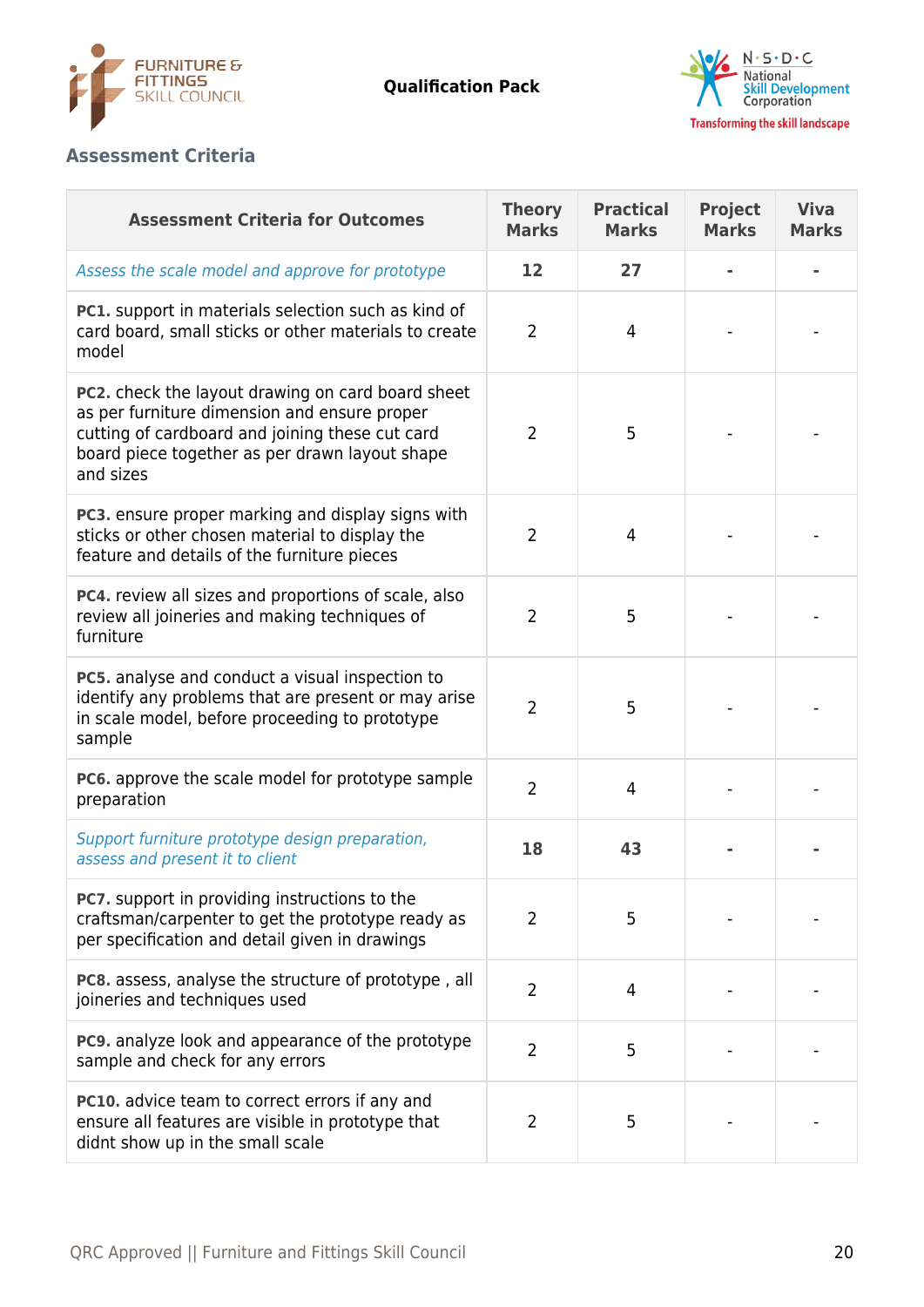## Assessment Criteria

| Assessment Criteria for Outcomes | Theory Marks | Practical Marks | Project Marks | Viva Marks |
| --- | --- | --- | --- | --- |
| *Assess the scale model and approve for prototype* | **12** | **27** | **-** | **-** |
| **PC1.** support in materials selection such as kind of card board, small sticks or other materials to create model | 2 | 4 | - | - |
| **PC2.** check the layout drawing on card board sheet as per furniture dimension and ensure proper cutting of cardboard and joining these cut card board piece together as per drawn layout shape and sizes | 2 | 5 | - | - |
| **PC3.** ensure proper marking and display signs with sticks or other chosen material to display the feature and details of the furniture pieces | 2 | 4 | - | - |
| **PC4.** review all sizes and proportions of scale, also review all joineries and making techniques of furniture | 2 | 5 | - | - |
| **PC5.** analyse and conduct a visual inspection to identify any problems that are present or may arise in scale model, before proceeding to prototype sample | 2 | 5 | - | - |
| **PC6.** approve the scale model for prototype sample preparation | 2 | 4 | - | - |
| *Support furniture prototype design preparation, assess and present it to client* | **18** | **43** | **-** | **-** |
| **PC7.** support in providing instructions to the craftsman/carpenter to get the prototype ready as per specification and detail given in drawings | 2 | 5 | - | - |
| **PC8.** assess, analyse the structure of prototype , all joineries and techniques used | 2 | 4 | - | - |
| **PC9.** analyze look and appearance of the prototype sample and check for any errors | 2 | 5 | - | - |
| **PC10.** advice team to correct errors if any and ensure all features are visible in prototype that didnt show up in the small scale | 2 | 5 | - | - |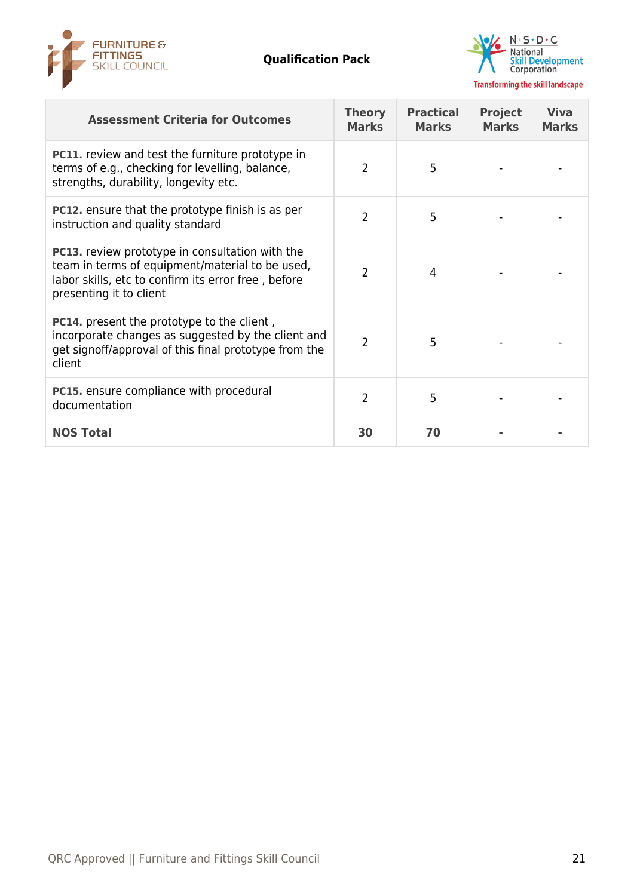| Assessment Criteria for Outcomes | Theory Marks | Practical Marks | Project Marks | Viva Marks |
|---|---|---|---|---|
| **PC11.** review and test the furniture prototype in terms of e.g., checking for levelling, balance, strengths, durability, longevity etc. | 2 | 5 | - | - |
| **PC12.** ensure that the prototype finish is as per instruction and quality standard | 2 | 5 | - | - |
| **PC13.** review prototype in consultation with the team in terms of equipment/material to be used, labor skills, etc to confirm its error free , before presenting it to client | 2 | 4 | - | - |
| **PC14.** present the prototype to the client , incorporate changes as suggested by the client and get signoff/approval of this final prototype from the client | 2 | 5 | - | - |
| **PC15.** ensure compliance with procedural documentation | 2 | 5 | - | - |
| **NOS Total** | **30** | **70** | **-** | **-** |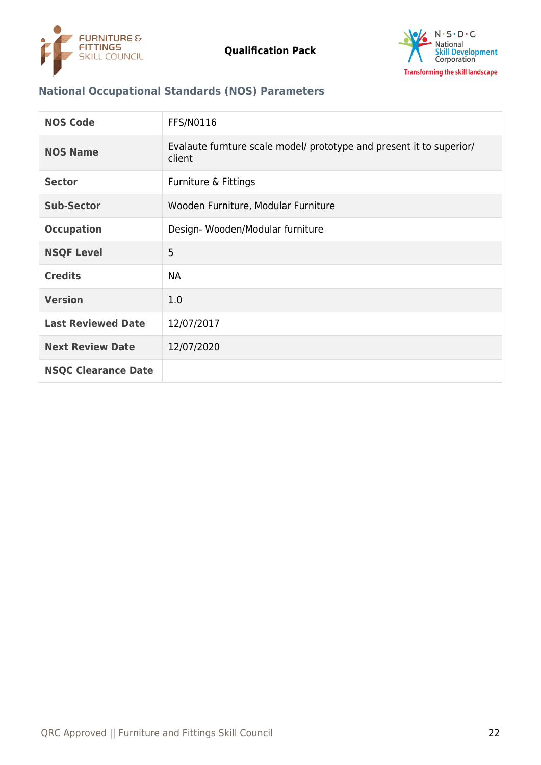## National Occupational Standards (NOS) Parameters

| NOS Code | FFS/N0116 |
|---|---|
| NOS Name | Evalaute furnture scale model/ prototype and present it to superior/ client |
| Sector | Furniture & Fittings |
| Sub-Sector | Wooden Furniture, Modular Furniture |
| Occupation | Design- Wooden/Modular furniture |
| NSQF Level | 5 |
| Credits | NA |
| Version | 1.0 |
| Last Reviewed Date | 12/07/2017 |
| Next Review Date | 12/07/2020 |
| NSQC Clearance Date | |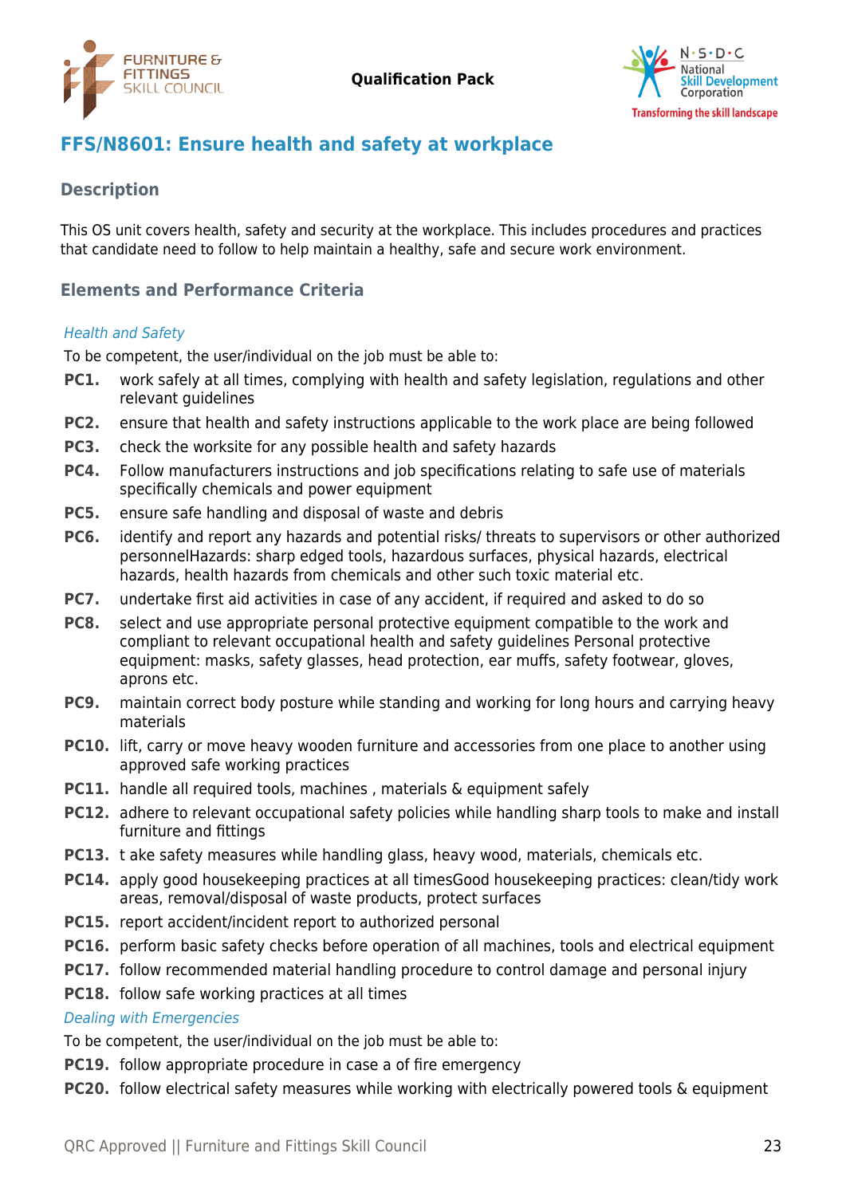## FFS/N8601: Ensure health and safety at workplace

### Description

This OS unit covers health, safety and security at the workplace. This includes procedures and practices that candidate need to follow to help maintain a healthy, safe and secure work environment.

### Elements and Performance Criteria

*Health and Safety*

To be competent, the user/individual on the job must be able to:

- **PC1.** work safely at all times, complying with health and safety legislation, regulations and other relevant guidelines
- **PC2.** ensure that health and safety instructions applicable to the work place are being followed
- **PC3.** check the worksite for any possible health and safety hazards
- **PC4.** Follow manufacturers instructions and job specifications relating to safe use of materials specifically chemicals and power equipment
- **PC5.** ensure safe handling and disposal of waste and debris
- **PC6.** identify and report any hazards and potential risks/ threats to supervisors or other authorized personnelHazards: sharp edged tools, hazardous surfaces, physical hazards, electrical hazards, health hazards from chemicals and other such toxic material etc.
- **PC7.** undertake first aid activities in case of any accident, if required and asked to do so
- **PC8.** select and use appropriate personal protective equipment compatible to the work and compliant to relevant occupational health and safety guidelines Personal protective equipment: masks, safety glasses, head protection, ear muffs, safety footwear, gloves, aprons etc.
- **PC9.** maintain correct body posture while standing and working for long hours and carrying heavy materials
- **PC10.** lift, carry or move heavy wooden furniture and accessories from one place to another using approved safe working practices
- **PC11.** handle all required tools, machines , materials & equipment safely
- **PC12.** adhere to relevant occupational safety policies while handling sharp tools to make and install furniture and fittings
- **PC13.** t ake safety measures while handling glass, heavy wood, materials, chemicals etc.
- **PC14.** apply good housekeeping practices at all timesGood housekeeping practices: clean/tidy work areas, removal/disposal of waste products, protect surfaces
- **PC15.** report accident/incident report to authorized personal
- **PC16.** perform basic safety checks before operation of all machines, tools and electrical equipment
- **PC17.** follow recommended material handling procedure to control damage and personal injury
- **PC18.** follow safe working practices at all times

*Dealing with Emergencies*

To be competent, the user/individual on the job must be able to:

- **PC19.** follow appropriate procedure in case a of fire emergency
- **PC20.** follow electrical safety measures while working with electrically powered tools & equipment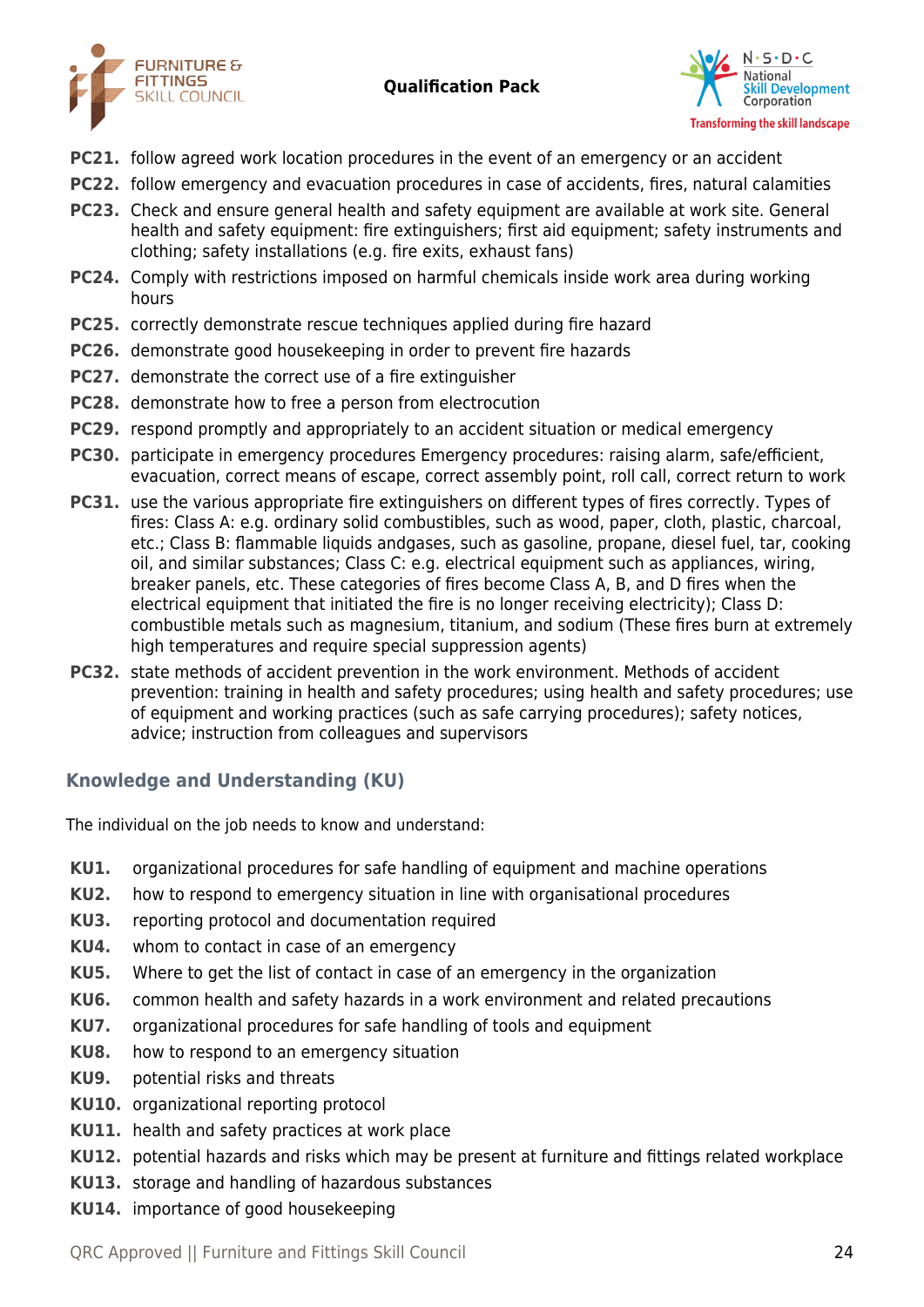**PC21.** follow agreed work location procedures in the event of an emergency or an accident

**PC22.** follow emergency and evacuation procedures in case of accidents, fires, natural calamities

**PC23.** Check and ensure general health and safety equipment are available at work site. General health and safety equipment: fire extinguishers; first aid equipment; safety instruments and clothing; safety installations (e.g. fire exits, exhaust fans)

**PC24.** Comply with restrictions imposed on harmful chemicals inside work area during working hours

**PC25.** correctly demonstrate rescue techniques applied during fire hazard

**PC26.** demonstrate good housekeeping in order to prevent fire hazards

**PC27.** demonstrate the correct use of a fire extinguisher

**PC28.** demonstrate how to free a person from electrocution

**PC29.** respond promptly and appropriately to an accident situation or medical emergency

**PC30.** participate in emergency procedures Emergency procedures: raising alarm, safe/efficient, evacuation, correct means of escape, correct assembly point, roll call, correct return to work

**PC31.** use the various appropriate fire extinguishers on different types of fires correctly. Types of fires: Class A: e.g. ordinary solid combustibles, such as wood, paper, cloth, plastic, charcoal, etc.; Class B: flammable liquids andgases, such as gasoline, propane, diesel fuel, tar, cooking oil, and similar substances; Class C: e.g. electrical equipment such as appliances, wiring, breaker panels, etc. These categories of fires become Class A, B, and D fires when the electrical equipment that initiated the fire is no longer receiving electricity); Class D: combustible metals such as magnesium, titanium, and sodium (These fires burn at extremely high temperatures and require special suppression agents)

**PC32.** state methods of accident prevention in the work environment. Methods of accident prevention: training in health and safety procedures; using health and safety procedures; use of equipment and working practices (such as safe carrying procedures); safety notices, advice; instruction from colleagues and supervisors

## Knowledge and Understanding (KU)

The individual on the job needs to know and understand:

**KU1.** organizational procedures for safe handling of equipment and machine operations

**KU2.** how to respond to emergency situation in line with organisational procedures

**KU3.** reporting protocol and documentation required

**KU4.** whom to contact in case of an emergency

**KU5.** Where to get the list of contact in case of an emergency in the organization

**KU6.** common health and safety hazards in a work environment and related precautions

**KU7.** organizational procedures for safe handling of tools and equipment

**KU8.** how to respond to an emergency situation

**KU9.** potential risks and threats

**KU10.** organizational reporting protocol

**KU11.** health and safety practices at work place

**KU12.** potential hazards and risks which may be present at furniture and fittings related workplace

**KU13.** storage and handling of hazardous substances

**KU14.** importance of good housekeeping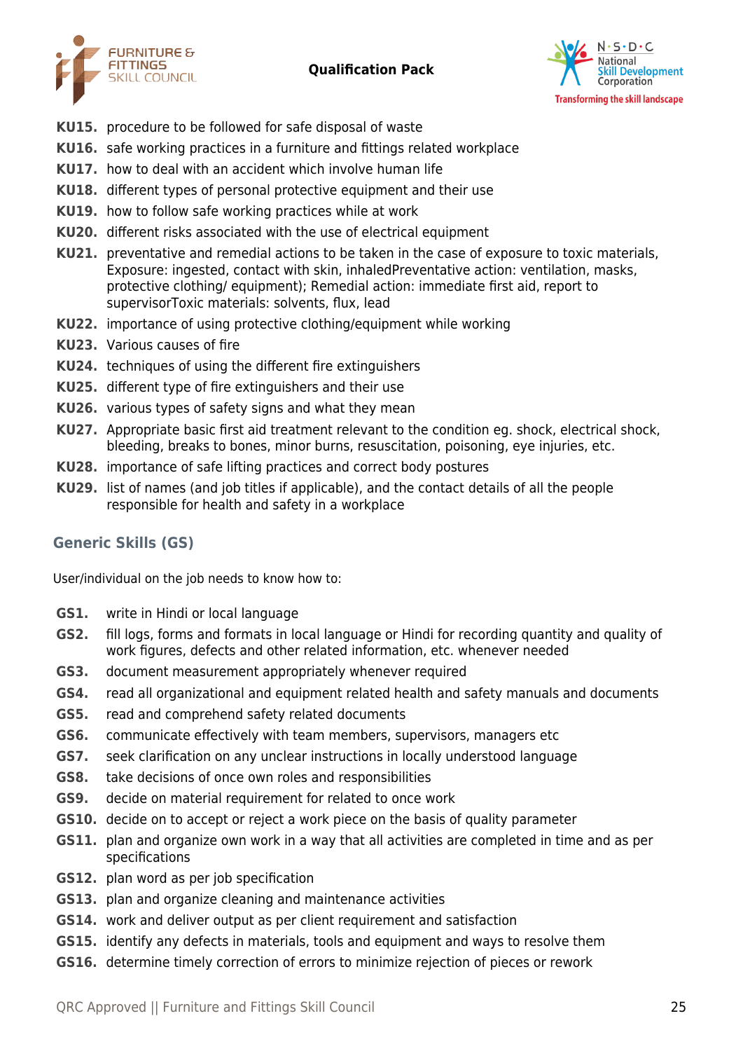**KU15.** procedure to be followed for safe disposal of waste

**KU16.** safe working practices in a furniture and fittings related workplace

**KU17.** how to deal with an accident which involve human life

**KU18.** different types of personal protective equipment and their use

**KU19.** how to follow safe working practices while at work

**KU20.** different risks associated with the use of electrical equipment

**KU21.** preventative and remedial actions to be taken in the case of exposure to toxic materials, Exposure: ingested, contact with skin, inhaledPreventative action: ventilation, masks, protective clothing/ equipment); Remedial action: immediate first aid, report to supervisorToxic materials: solvents, flux, lead

**KU22.** importance of using protective clothing/equipment while working

**KU23.** Various causes of fire

**KU24.** techniques of using the different fire extinguishers

**KU25.** different type of fire extinguishers and their use

**KU26.** various types of safety signs and what they mean

**KU27.** Appropriate basic first aid treatment relevant to the condition eg. shock, electrical shock, bleeding, breaks to bones, minor burns, resuscitation, poisoning, eye injuries, etc.

**KU28.** importance of safe lifting practices and correct body postures

**KU29.** list of names (and job titles if applicable), and the contact details of all the people responsible for health and safety in a workplace

## Generic Skills (GS)

User/individual on the job needs to know how to:

**GS1.** write in Hindi or local language

**GS2.** fill logs, forms and formats in local language or Hindi for recording quantity and quality of work figures, defects and other related information, etc. whenever needed

**GS3.** document measurement appropriately whenever required

**GS4.** read all organizational and equipment related health and safety manuals and documents

**GS5.** read and comprehend safety related documents

**GS6.** communicate effectively with team members, supervisors, managers etc

**GS7.** seek clarification on any unclear instructions in locally understood language

**GS8.** take decisions of once own roles and responsibilities

**GS9.** decide on material requirement for related to once work

**GS10.** decide on to accept or reject a work piece on the basis of quality parameter

**GS11.** plan and organize own work in a way that all activities are completed in time and as per specifications

**GS12.** plan word as per job specification

**GS13.** plan and organize cleaning and maintenance activities

**GS14.** work and deliver output as per client requirement and satisfaction

**GS15.** identify any defects in materials, tools and equipment and ways to resolve them

**GS16.** determine timely correction of errors to minimize rejection of pieces or rework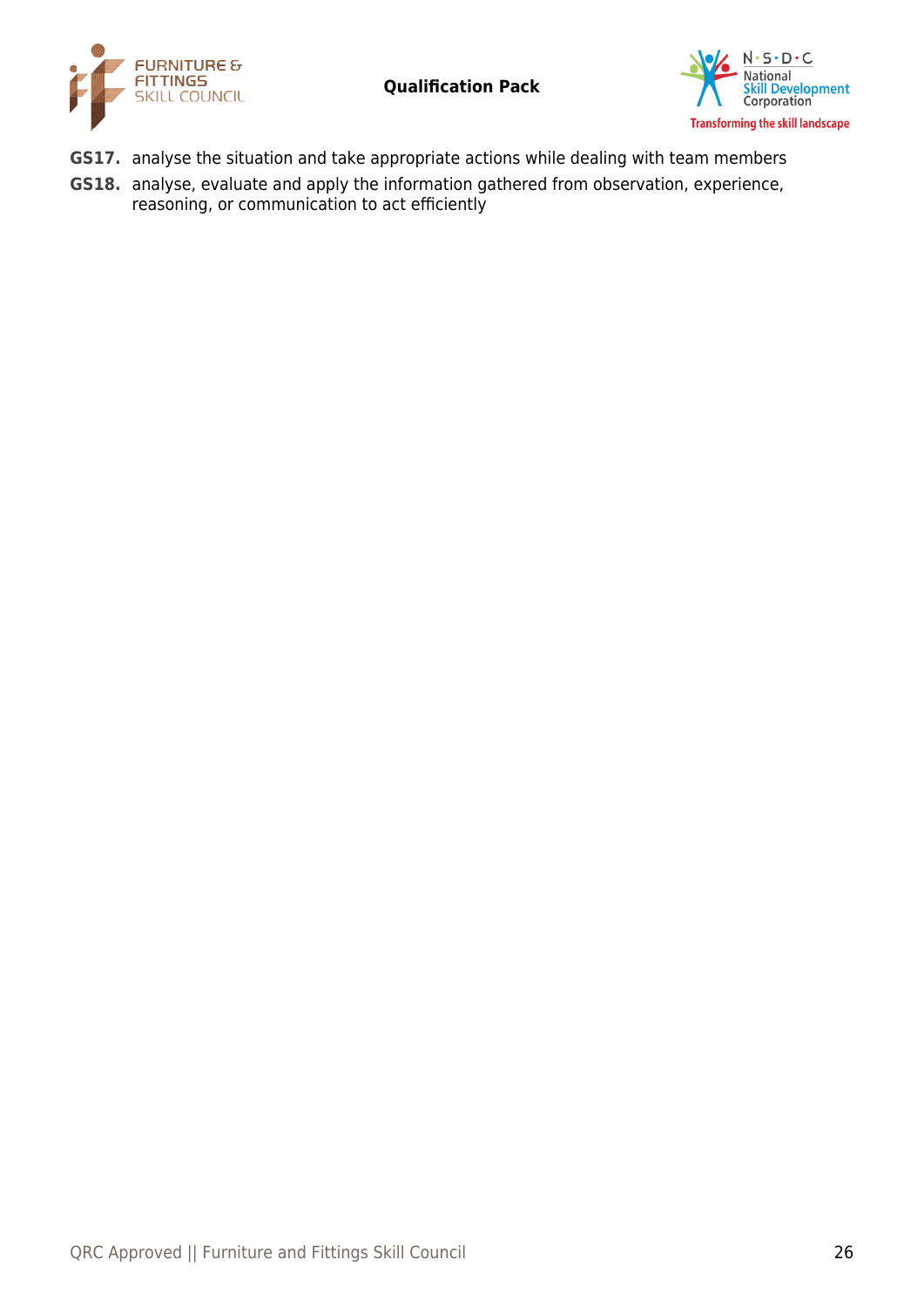**GS17.** analyse the situation and take appropriate actions while dealing with team members

**GS18.** analyse, evaluate and apply the information gathered from observation, experience, reasoning, or communication to act efficiently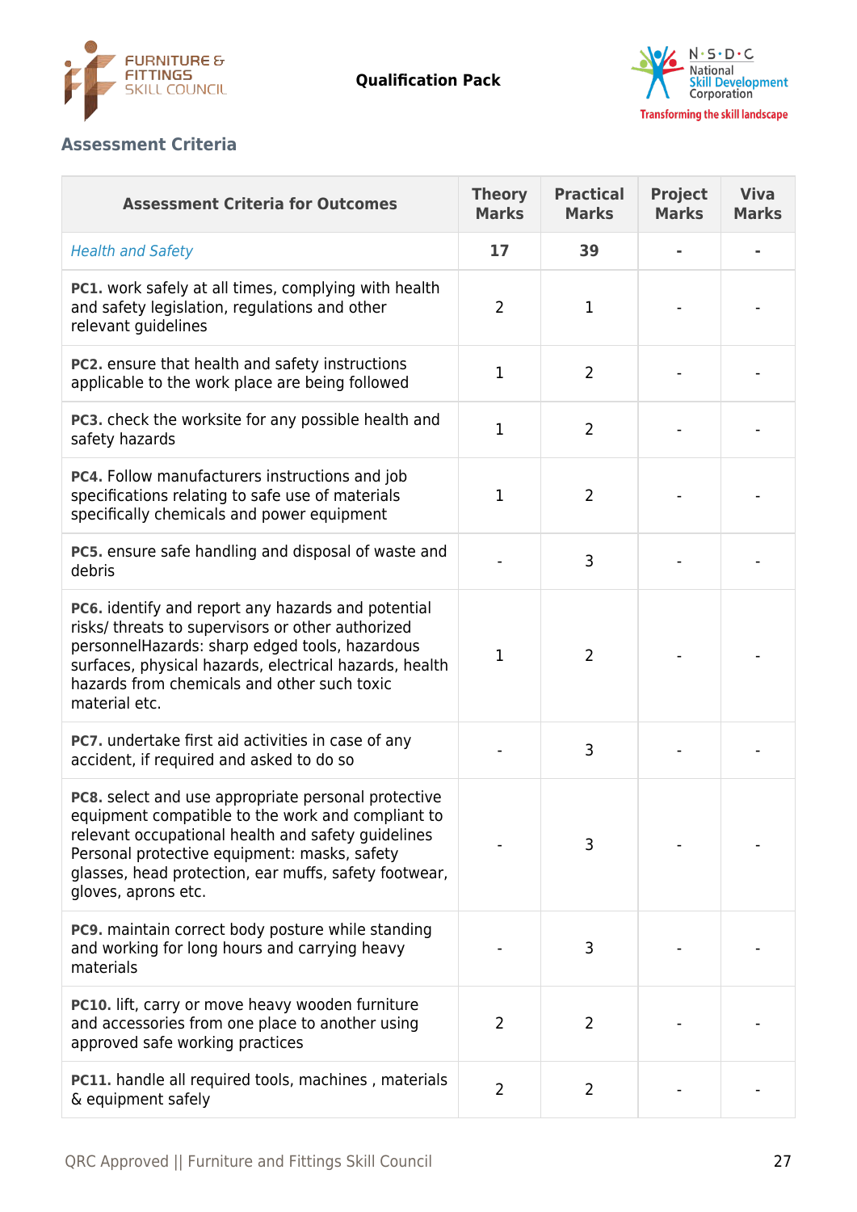## Assessment Criteria

| Assessment Criteria for Outcomes | Theory Marks | Practical Marks | Project Marks | Viva Marks |
|---|---|---|---|---|
| *Health and Safety* | **17** | **39** | **-** | **-** |
| **PC1.** work safely at all times, complying with health and safety legislation, regulations and other relevant guidelines | 2 | 1 | - | - |
| **PC2.** ensure that health and safety instructions applicable to the work place are being followed | 1 | 2 | - | - |
| **PC3.** check the worksite for any possible health and safety hazards | 1 | 2 | - | - |
| **PC4.** Follow manufacturers instructions and job specifications relating to safe use of materials specifically chemicals and power equipment | 1 | 2 | - | - |
| **PC5.** ensure safe handling and disposal of waste and debris | - | 3 | - | - |
| **PC6.** identify and report any hazards and potential risks/ threats to supervisors or other authorized personnelHazards: sharp edged tools, hazardous surfaces, physical hazards, electrical hazards, health hazards from chemicals and other such toxic material etc. | 1 | 2 | - | - |
| **PC7.** undertake first aid activities in case of any accident, if required and asked to do so | - | 3 | - | - |
| **PC8.** select and use appropriate personal protective equipment compatible to the work and compliant to relevant occupational health and safety guidelines Personal protective equipment: masks, safety glasses, head protection, ear muffs, safety footwear, gloves, aprons etc. | - | 3 | - | - |
| **PC9.** maintain correct body posture while standing and working for long hours and carrying heavy materials | - | 3 | - | - |
| **PC10.** lift, carry or move heavy wooden furniture and accessories from one place to another using approved safe working practices | 2 | 2 | - | - |
| **PC11.** handle all required tools, machines , materials & equipment safely | 2 | 2 | - | - |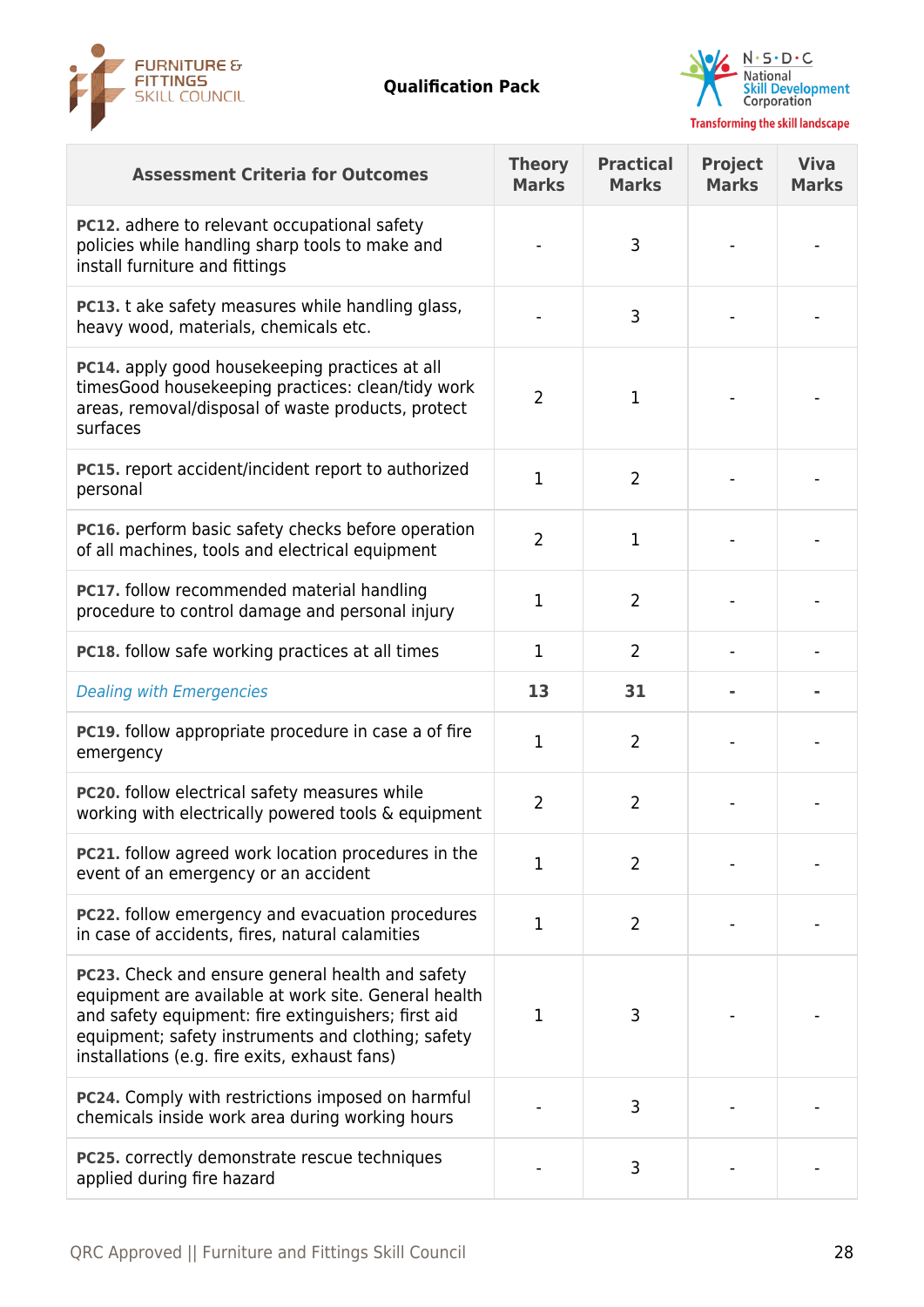| Assessment Criteria for Outcomes | Theory Marks | Practical Marks | Project Marks | Viva Marks |
|---|---|---|---|---|
| **PC12.** adhere to relevant occupational safety policies while handling sharp tools to make and install furniture and fittings | - | 3 | - | - |
| **PC13.** t ake safety measures while handling glass, heavy wood, materials, chemicals etc. | - | 3 | - | - |
| **PC14.** apply good housekeeping practices at all timesGood housekeeping practices: clean/tidy work areas, removal/disposal of waste products, protect surfaces | 2 | 1 | - | - |
| **PC15.** report accident/incident report to authorized personal | 1 | 2 | - | - |
| **PC16.** perform basic safety checks before operation of all machines, tools and electrical equipment | 2 | 1 | - | - |
| **PC17.** follow recommended material handling procedure to control damage and personal injury | 1 | 2 | - | - |
| **PC18.** follow safe working practices at all times | 1 | 2 | - | - |
| *Dealing with Emergencies* | **13** | **31** | **-** | **-** |
| **PC19.** follow appropriate procedure in case a of fire emergency | 1 | 2 | - | - |
| **PC20.** follow electrical safety measures while working with electrically powered tools & equipment | 2 | 2 | - | - |
| **PC21.** follow agreed work location procedures in the event of an emergency or an accident | 1 | 2 | - | - |
| **PC22.** follow emergency and evacuation procedures in case of accidents, fires, natural calamities | 1 | 2 | - | - |
| **PC23.** Check and ensure general health and safety equipment are available at work site. General health and safety equipment: fire extinguishers; first aid equipment; safety instruments and clothing; safety installations (e.g. fire exits, exhaust fans) | 1 | 3 | - | - |
| **PC24.** Comply with restrictions imposed on harmful chemicals inside work area during working hours | - | 3 | - | - |
| **PC25.** correctly demonstrate rescue techniques applied during fire hazard | - | 3 | - | - |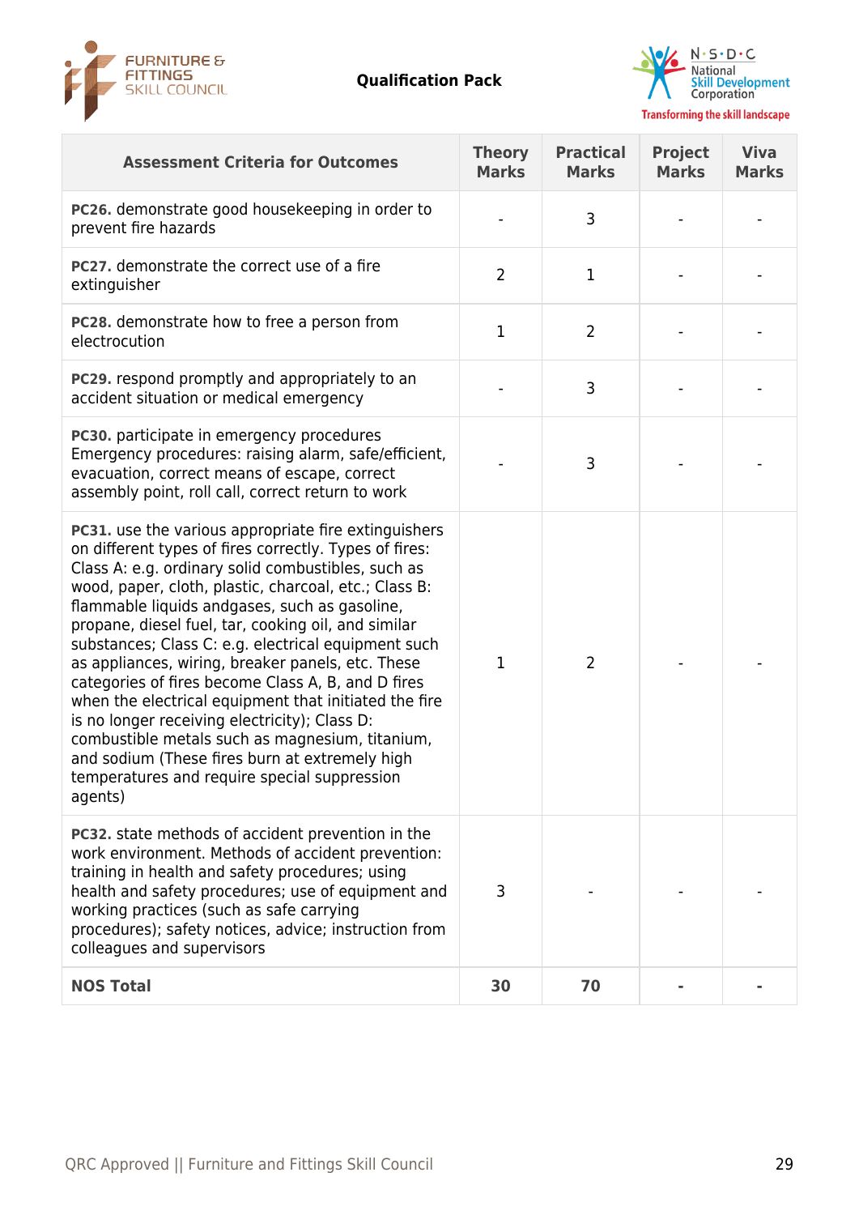| Assessment Criteria for Outcomes | Theory Marks | Practical Marks | Project Marks | Viva Marks |
|---|---|---|---|---|
| **PC26.** demonstrate good housekeeping in order to prevent fire hazards | - | 3 | - | - |
| **PC27.** demonstrate the correct use of a fire extinguisher | 2 | 1 | - | - |
| **PC28.** demonstrate how to free a person from electrocution | 1 | 2 | - | - |
| **PC29.** respond promptly and appropriately to an accident situation or medical emergency | - | 3 | - | - |
| **PC30.** participate in emergency procedures Emergency procedures: raising alarm, safe/efficient, evacuation, correct means of escape, correct assembly point, roll call, correct return to work | - | 3 | - | - |
| **PC31.** use the various appropriate fire extinguishers on different types of fires correctly. Types of fires: Class A: e.g. ordinary solid combustibles, such as wood, paper, cloth, plastic, charcoal, etc.; Class B: flammable liquids andgases, such as gasoline, propane, diesel fuel, tar, cooking oil, and similar substances; Class C: e.g. electrical equipment such as appliances, wiring, breaker panels, etc. These categories of fires become Class A, B, and D fires when the electrical equipment that initiated the fire is no longer receiving electricity); Class D: combustible metals such as magnesium, titanium, and sodium (These fires burn at extremely high temperatures and require special suppression agents) | 1 | 2 | - | - |
| **PC32.** state methods of accident prevention in the work environment. Methods of accident prevention: training in health and safety procedures; using health and safety procedures; use of equipment and working practices (such as safe carrying procedures); safety notices, advice; instruction from colleagues and supervisors | 3 | - | - | - |
| **NOS Total** | **30** | **70** | **-** | **-** |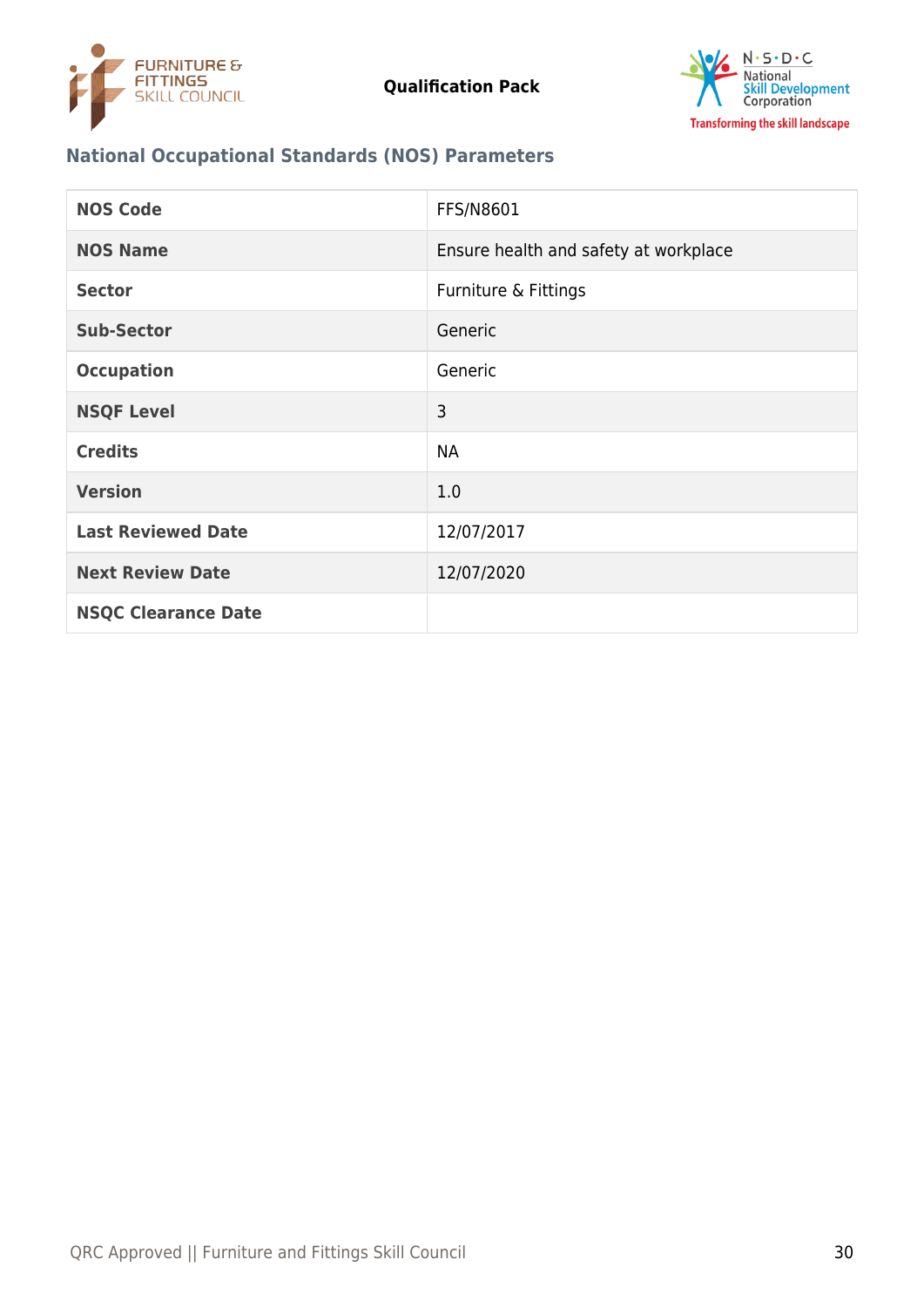## National Occupational Standards (NOS) Parameters

| NOS Code | FFS/N8601 |
|---|---|
| NOS Name | Ensure health and safety at workplace |
| Sector | Furniture & Fittings |
| Sub-Sector | Generic |
| Occupation | Generic |
| NSQF Level | 3 |
| Credits | NA |
| Version | 1.0 |
| Last Reviewed Date | 12/07/2017 |
| Next Review Date | 12/07/2020 |
| NSQC Clearance Date | |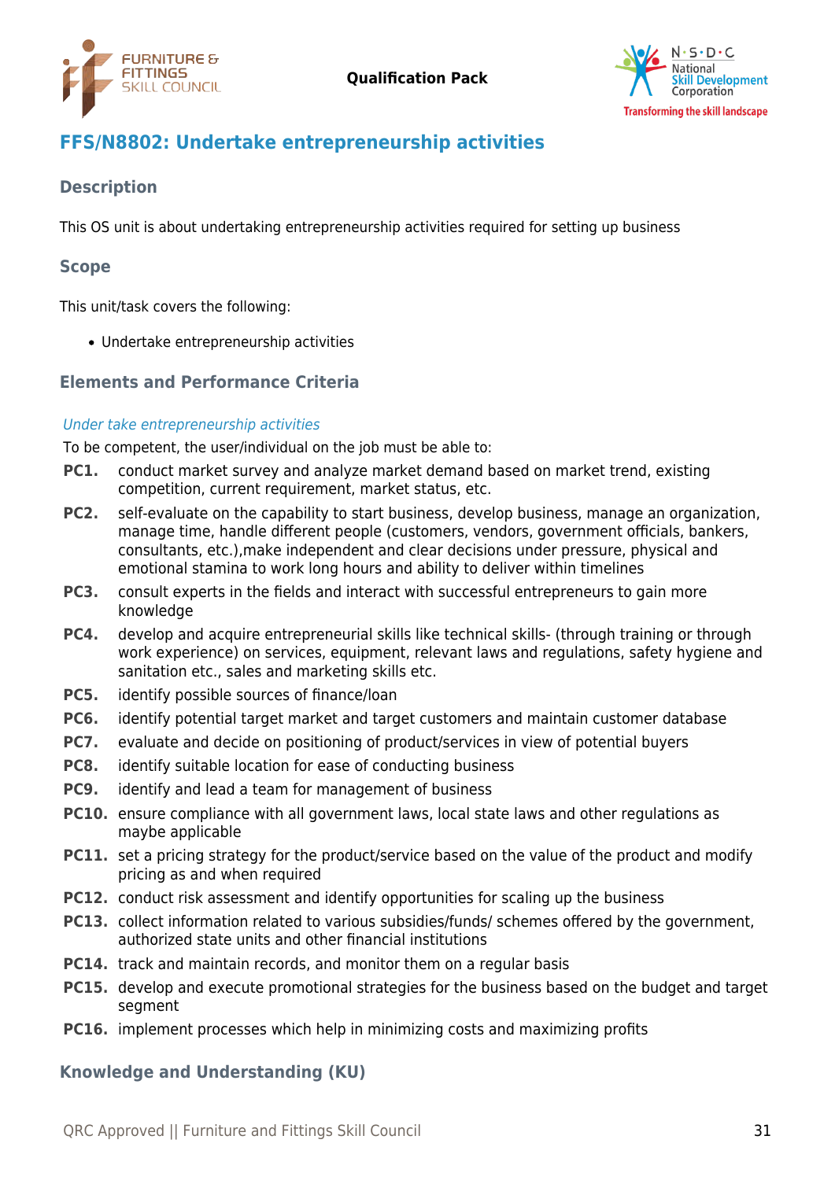## FFS/N8802: Undertake entrepreneurship activities

### Description

This OS unit is about undertaking entrepreneurship activities required for setting up business

### Scope

This unit/task covers the following:

- Undertake entrepreneurship activities

### Elements and Performance Criteria

*Under take entrepreneurship activities*

To be competent, the user/individual on the job must be able to:

**PC1.** conduct market survey and analyze market demand based on market trend, existing competition, current requirement, market status, etc.

**PC2.** self-evaluate on the capability to start business, develop business, manage an organization, manage time, handle different people (customers, vendors, government officials, bankers, consultants, etc.),make independent and clear decisions under pressure, physical and emotional stamina to work long hours and ability to deliver within timelines

**PC3.** consult experts in the fields and interact with successful entrepreneurs to gain more knowledge

**PC4.** develop and acquire entrepreneurial skills like technical skills- (through training or through work experience) on services, equipment, relevant laws and regulations, safety hygiene and sanitation etc., sales and marketing skills etc.

**PC5.** identify possible sources of finance/loan

**PC6.** identify potential target market and target customers and maintain customer database

**PC7.** evaluate and decide on positioning of product/services in view of potential buyers

**PC8.** identify suitable location for ease of conducting business

**PC9.** identify and lead a team for management of business

**PC10.** ensure compliance with all government laws, local state laws and other regulations as maybe applicable

**PC11.** set a pricing strategy for the product/service based on the value of the product and modify pricing as and when required

**PC12.** conduct risk assessment and identify opportunities for scaling up the business

**PC13.** collect information related to various subsidies/funds/ schemes offered by the government, authorized state units and other financial institutions

**PC14.** track and maintain records, and monitor them on a regular basis

**PC15.** develop and execute promotional strategies for the business based on the budget and target segment

**PC16.** implement processes which help in minimizing costs and maximizing profits

### Knowledge and Understanding (KU)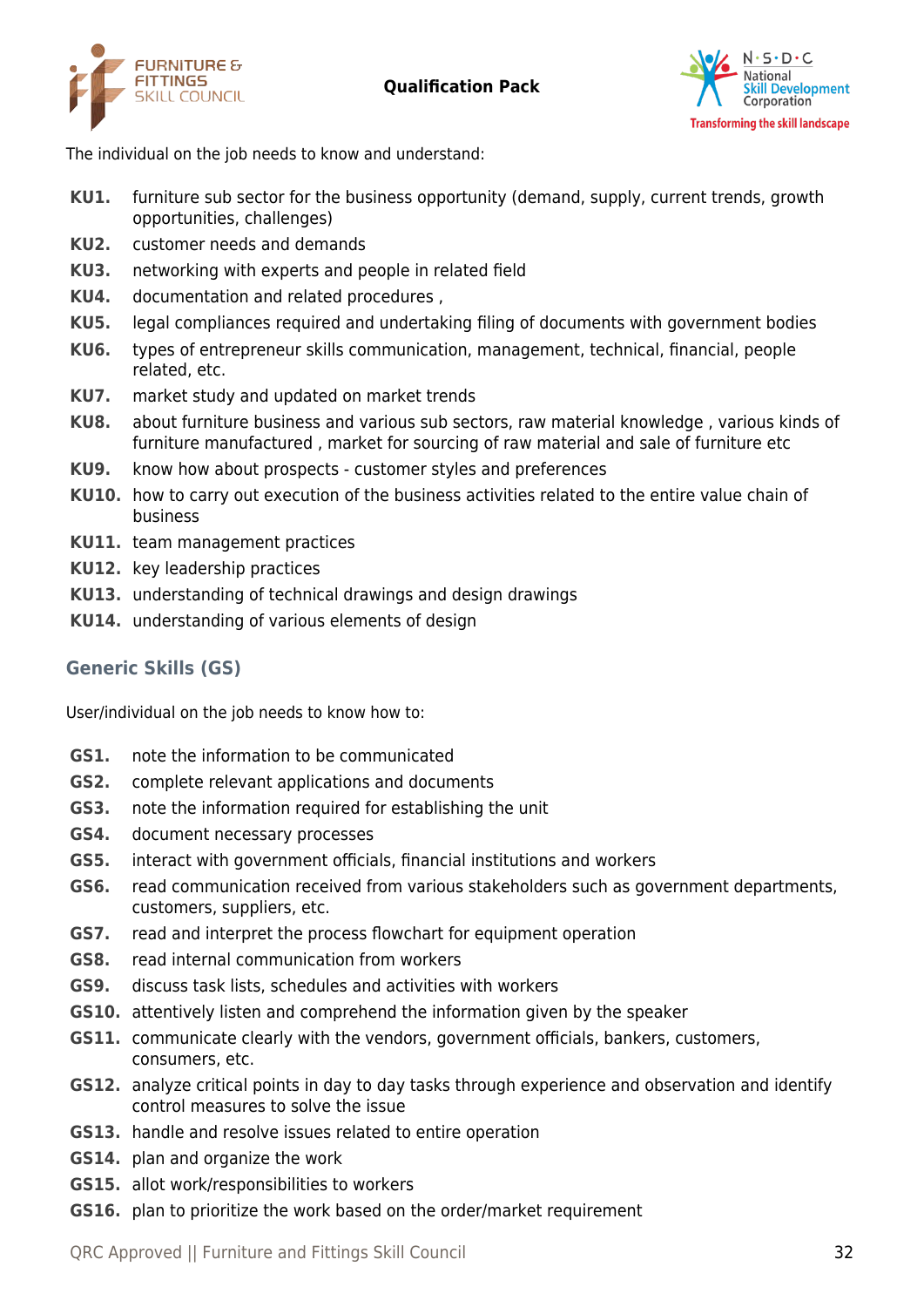The individual on the job needs to know and understand:

**KU1.** furniture sub sector for the business opportunity (demand, supply, current trends, growth opportunities, challenges)

**KU2.** customer needs and demands

**KU3.** networking with experts and people in related field

**KU4.** documentation and related procedures ,

**KU5.** legal compliances required and undertaking filing of documents with government bodies

**KU6.** types of entrepreneur skills communication, management, technical, financial, people related, etc.

**KU7.** market study and updated on market trends

**KU8.** about furniture business and various sub sectors, raw material knowledge , various kinds of furniture manufactured , market for sourcing of raw material and sale of furniture etc

**KU9.** know how about prospects - customer styles and preferences

**KU10.** how to carry out execution of the business activities related to the entire value chain of business

**KU11.** team management practices

**KU12.** key leadership practices

**KU13.** understanding of technical drawings and design drawings

**KU14.** understanding of various elements of design

## Generic Skills (GS)

User/individual on the job needs to know how to:

**GS1.** note the information to be communicated

**GS2.** complete relevant applications and documents

**GS3.** note the information required for establishing the unit

**GS4.** document necessary processes

**GS5.** interact with government officials, financial institutions and workers

**GS6.** read communication received from various stakeholders such as government departments, customers, suppliers, etc.

**GS7.** read and interpret the process flowchart for equipment operation

**GS8.** read internal communication from workers

**GS9.** discuss task lists, schedules and activities with workers

**GS10.** attentively listen and comprehend the information given by the speaker

**GS11.** communicate clearly with the vendors, government officials, bankers, customers, consumers, etc.

**GS12.** analyze critical points in day to day tasks through experience and observation and identify control measures to solve the issue

**GS13.** handle and resolve issues related to entire operation

**GS14.** plan and organize the work

**GS15.** allot work/responsibilities to workers

**GS16.** plan to prioritize the work based on the order/market requirement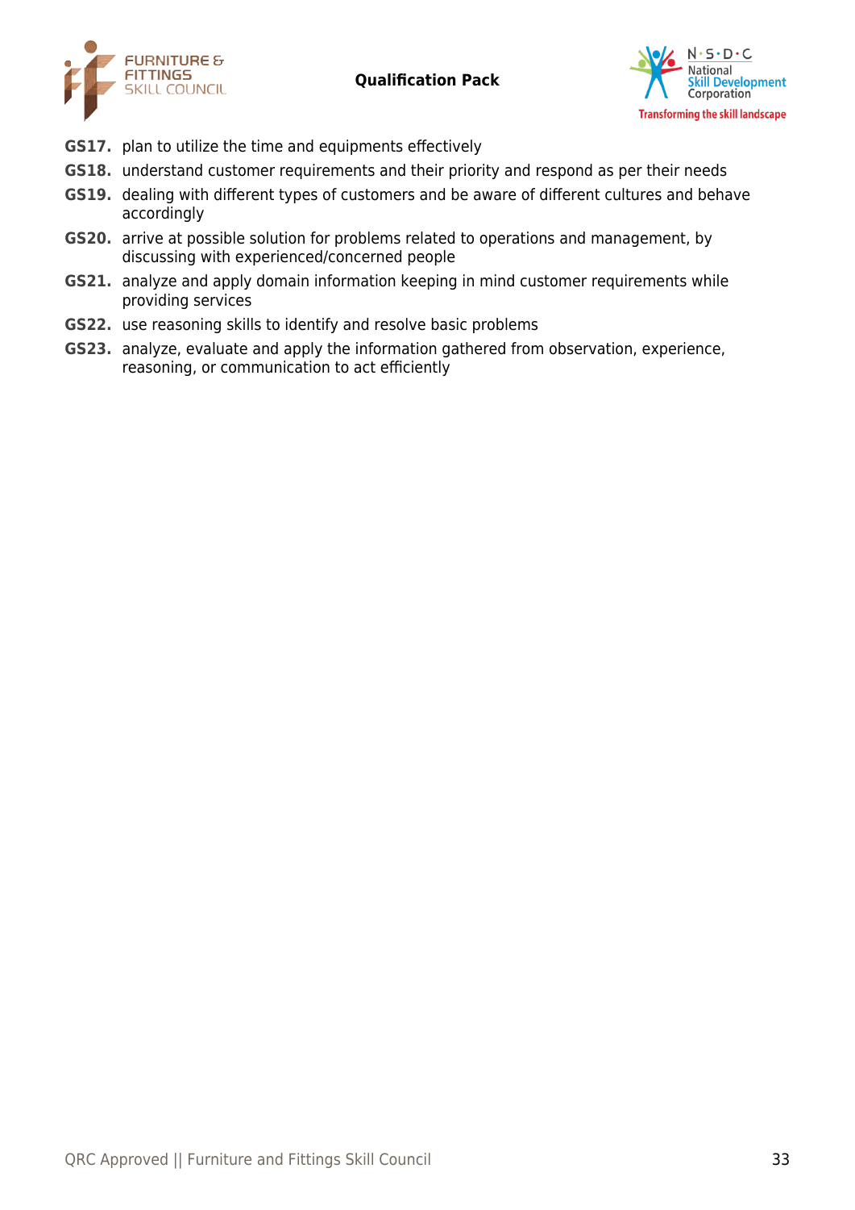**GS17.** plan to utilize the time and equipments effectively

**GS18.** understand customer requirements and their priority and respond as per their needs

**GS19.** dealing with different types of customers and be aware of different cultures and behave accordingly

**GS20.** arrive at possible solution for problems related to operations and management, by discussing with experienced/concerned people

**GS21.** analyze and apply domain information keeping in mind customer requirements while providing services

**GS22.** use reasoning skills to identify and resolve basic problems

**GS23.** analyze, evaluate and apply the information gathered from observation, experience, reasoning, or communication to act efficiently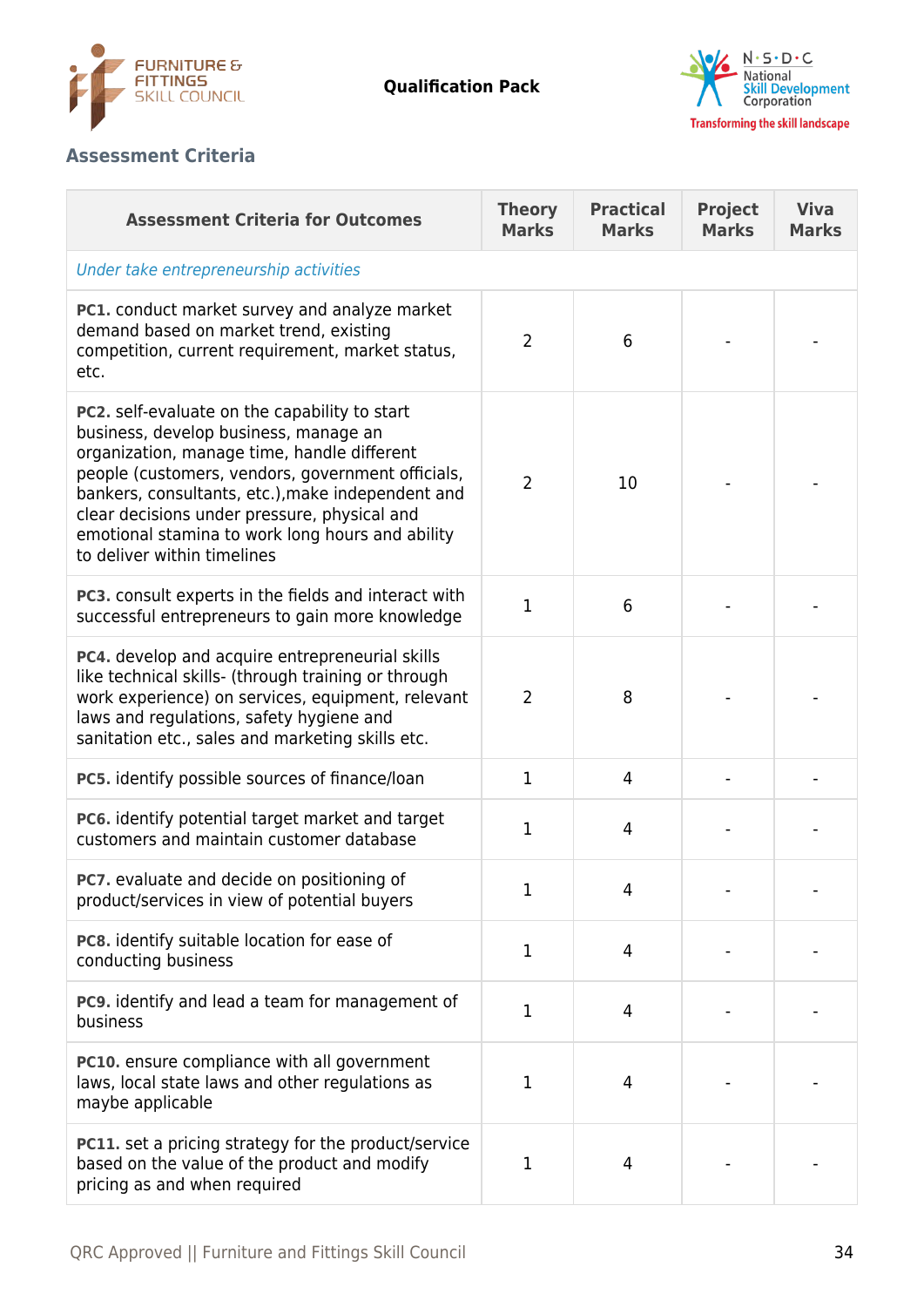## Assessment Criteria

| Assessment Criteria for Outcomes | Theory Marks | Practical Marks | Project Marks | Viva Marks |
|---|---|---|---|---|
| *Under take entrepreneurship activities* | | | | |
| **PC1.** conduct market survey and analyze market demand based on market trend, existing competition, current requirement, market status, etc. | 2 | 6 | - | - |
| **PC2.** self-evaluate on the capability to start business, develop business, manage an organization, manage time, handle different people (customers, vendors, government officials, bankers, consultants, etc.),make independent and clear decisions under pressure, physical and emotional stamina to work long hours and ability to deliver within timelines | 2 | 10 | - | - |
| **PC3.** consult experts in the fields and interact with successful entrepreneurs to gain more knowledge | 1 | 6 | - | - |
| **PC4.** develop and acquire entrepreneurial skills like technical skills- (through training or through work experience) on services, equipment, relevant laws and regulations, safety hygiene and sanitation etc., sales and marketing skills etc. | 2 | 8 | - | - |
| **PC5.** identify possible sources of finance/loan | 1 | 4 | - | - |
| **PC6.** identify potential target market and target customers and maintain customer database | 1 | 4 | - | - |
| **PC7.** evaluate and decide on positioning of product/services in view of potential buyers | 1 | 4 | - | - |
| **PC8.** identify suitable location for ease of conducting business | 1 | 4 | - | - |
| **PC9.** identify and lead a team for management of business | 1 | 4 | - | - |
| **PC10.** ensure compliance with all government laws, local state laws and other regulations as maybe applicable | 1 | 4 | - | - |
| **PC11.** set a pricing strategy for the product/service based on the value of the product and modify pricing as and when required | 1 | 4 | - | - |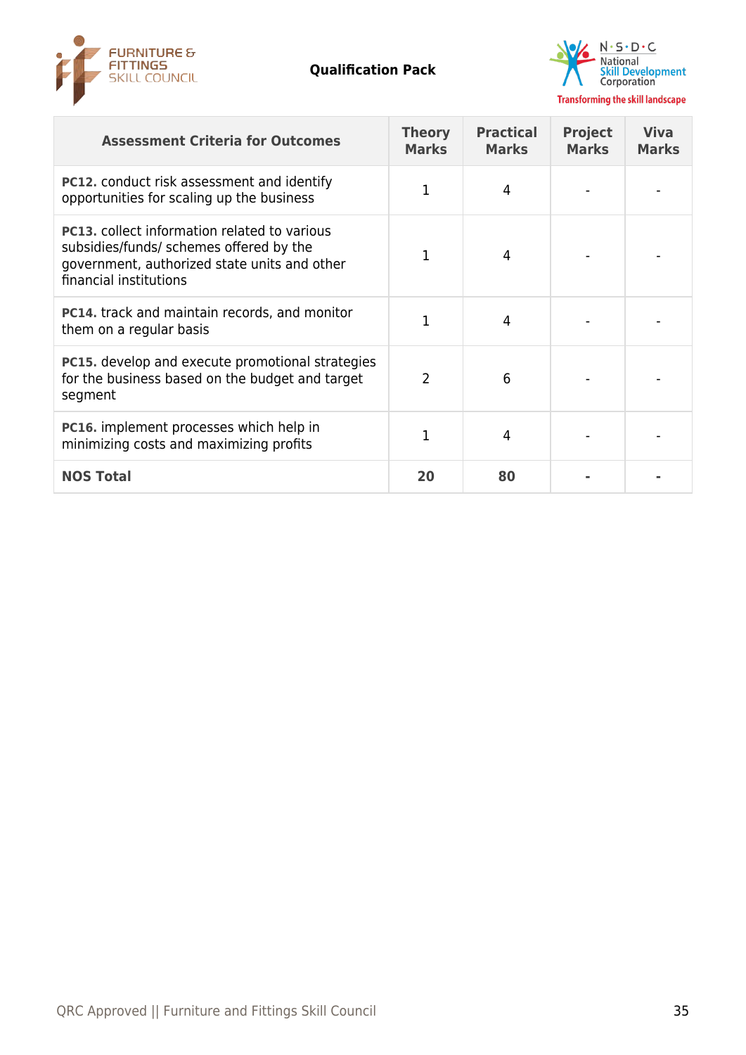| Assessment Criteria for Outcomes | Theory Marks | Practical Marks | Project Marks | Viva Marks |
|---|---|---|---|---|
| **PC12.** conduct risk assessment and identify opportunities for scaling up the business | 1 | 4 | - | - |
| **PC13.** collect information related to various subsidies/funds/ schemes offered by the government, authorized state units and other financial institutions | 1 | 4 | - | - |
| **PC14.** track and maintain records, and monitor them on a regular basis | 1 | 4 | - | - |
| **PC15.** develop and execute promotional strategies for the business based on the budget and target segment | 2 | 6 | - | - |
| **PC16.** implement processes which help in minimizing costs and maximizing profits | 1 | 4 | - | - |
| **NOS Total** | **20** | **80** | **-** | **-** |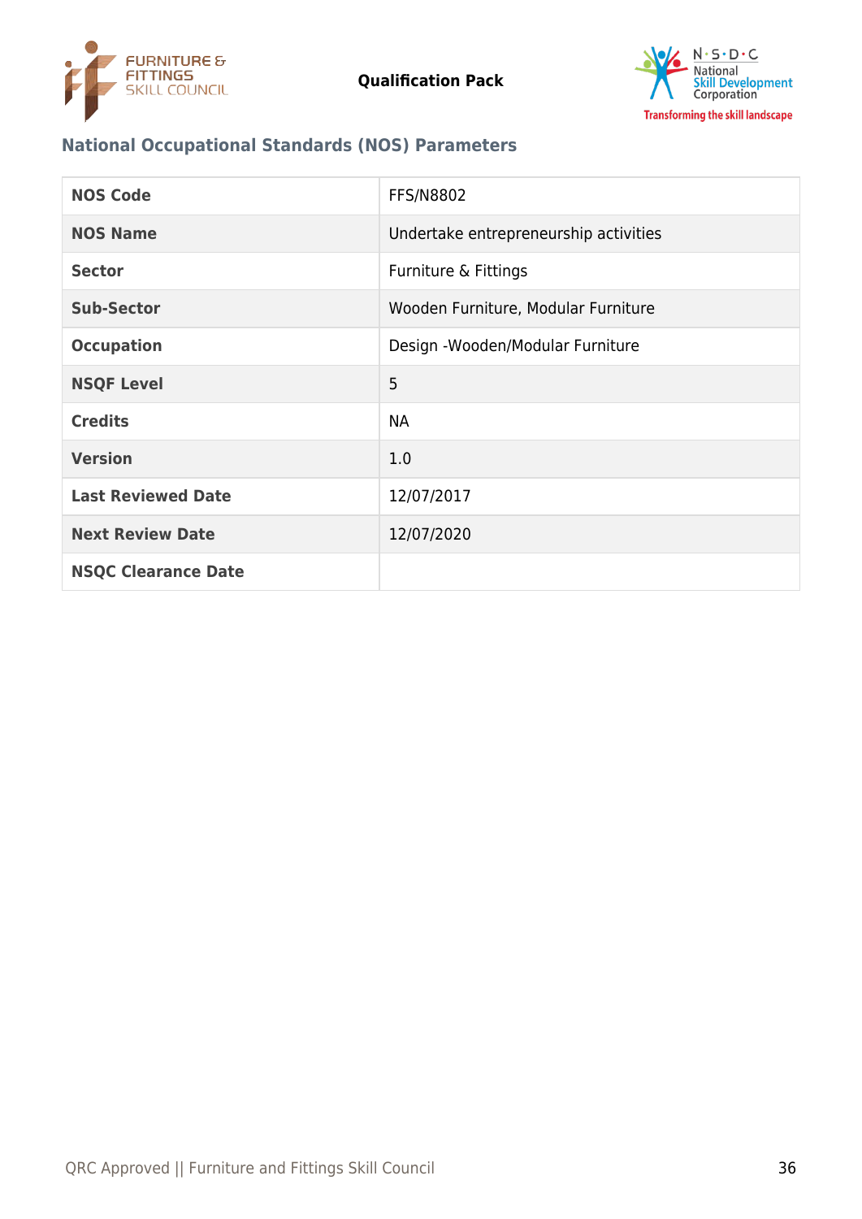## National Occupational Standards (NOS) Parameters

| NOS Code | FFS/N8802 |
| --- | --- |
| NOS Name | Undertake entrepreneurship activities |
| Sector | Furniture & Fittings |
| Sub-Sector | Wooden Furniture, Modular Furniture |
| Occupation | Design -Wooden/Modular Furniture |
| NSQF Level | 5 |
| Credits | NA |
| Version | 1.0 |
| Last Reviewed Date | 12/07/2017 |
| Next Review Date | 12/07/2020 |
| NSQC Clearance Date | |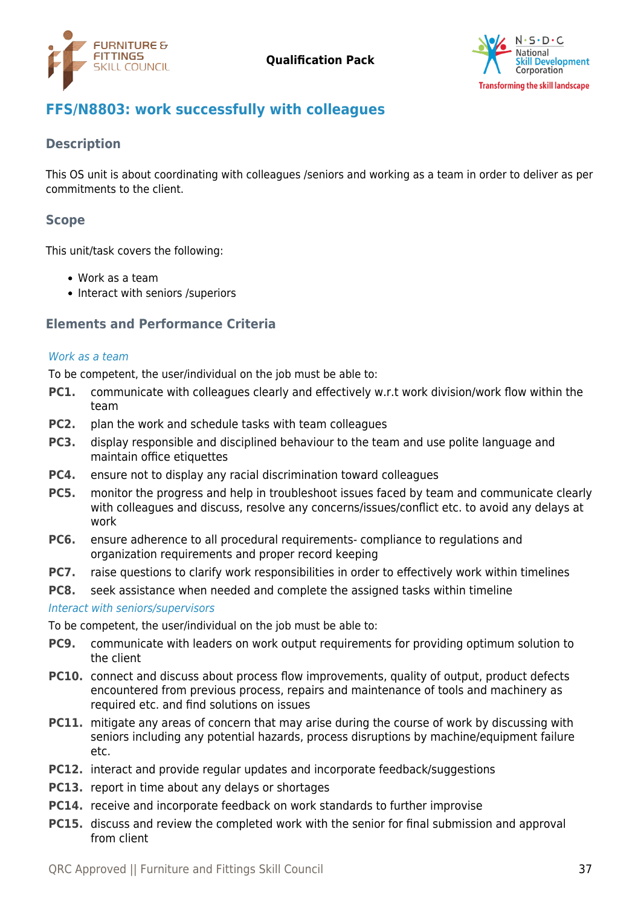## FFS/N8803: work successfully with colleagues

### Description

This OS unit is about coordinating with colleagues /seniors and working as a team in order to deliver as per commitments to the client.

### Scope

This unit/task covers the following:

- Work as a team
- Interact with seniors /superiors

### Elements and Performance Criteria

*Work as a team*

To be competent, the user/individual on the job must be able to:

**PC1.** communicate with colleagues clearly and effectively w.r.t work division/work flow within the team

**PC2.** plan the work and schedule tasks with team colleagues

**PC3.** display responsible and disciplined behaviour to the team and use polite language and maintain office etiquettes

**PC4.** ensure not to display any racial discrimination toward colleagues

**PC5.** monitor the progress and help in troubleshoot issues faced by team and communicate clearly with colleagues and discuss, resolve any concerns/issues/conflict etc. to avoid any delays at work

**PC6.** ensure adherence to all procedural requirements- compliance to regulations and organization requirements and proper record keeping

**PC7.** raise questions to clarify work responsibilities in order to effectively work within timelines

**PC8.** seek assistance when needed and complete the assigned tasks within timeline

*Interact with seniors/supervisors*

To be competent, the user/individual on the job must be able to:

**PC9.** communicate with leaders on work output requirements for providing optimum solution to the client

**PC10.** connect and discuss about process flow improvements, quality of output, product defects encountered from previous process, repairs and maintenance of tools and machinery as required etc. and find solutions on issues

**PC11.** mitigate any areas of concern that may arise during the course of work by discussing with seniors including any potential hazards, process disruptions by machine/equipment failure etc.

**PC12.** interact and provide regular updates and incorporate feedback/suggestions

**PC13.** report in time about any delays or shortages

**PC14.** receive and incorporate feedback on work standards to further improvise

**PC15.** discuss and review the completed work with the senior for final submission and approval from client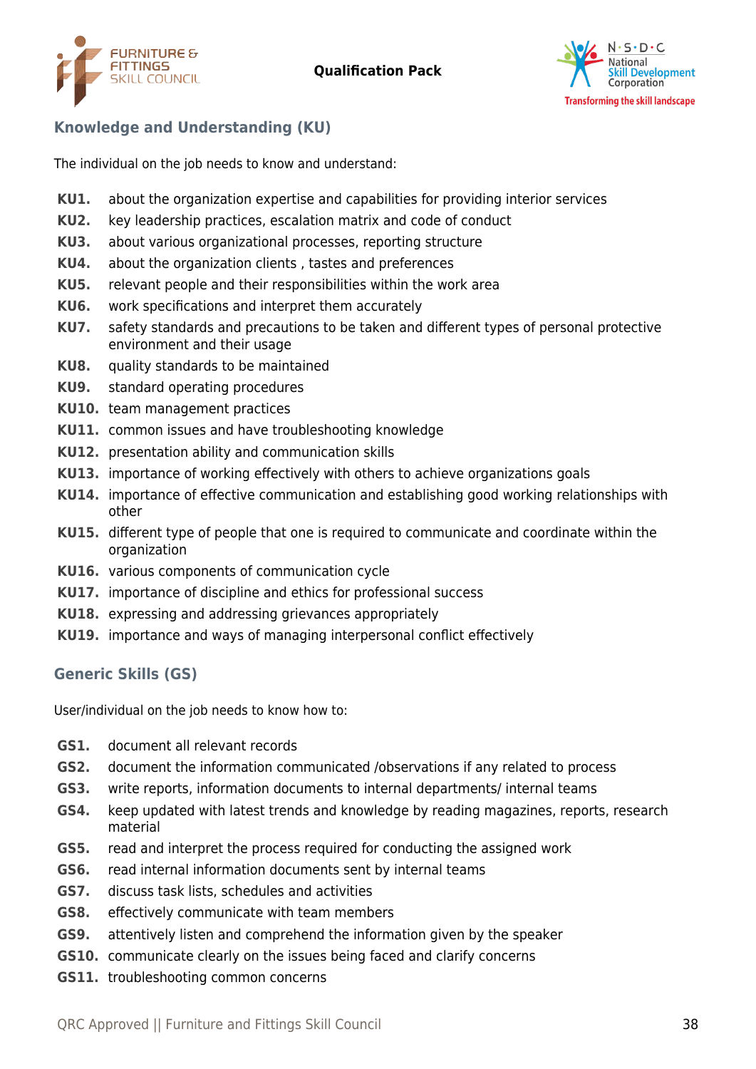## Knowledge and Understanding (KU)

The individual on the job needs to know and understand:

- **KU1.** about the organization expertise and capabilities for providing interior services
- **KU2.** key leadership practices, escalation matrix and code of conduct
- **KU3.** about various organizational processes, reporting structure
- **KU4.** about the organization clients , tastes and preferences
- **KU5.** relevant people and their responsibilities within the work area
- **KU6.** work specifications and interpret them accurately
- **KU7.** safety standards and precautions to be taken and different types of personal protective environment and their usage
- **KU8.** quality standards to be maintained
- **KU9.** standard operating procedures
- **KU10.** team management practices
- **KU11.** common issues and have troubleshooting knowledge
- **KU12.** presentation ability and communication skills
- **KU13.** importance of working effectively with others to achieve organizations goals
- **KU14.** importance of effective communication and establishing good working relationships with other
- **KU15.** different type of people that one is required to communicate and coordinate within the organization
- **KU16.** various components of communication cycle
- **KU17.** importance of discipline and ethics for professional success
- **KU18.** expressing and addressing grievances appropriately
- **KU19.** importance and ways of managing interpersonal conflict effectively

## Generic Skills (GS)

User/individual on the job needs to know how to:

- **GS1.** document all relevant records
- **GS2.** document the information communicated /observations if any related to process
- **GS3.** write reports, information documents to internal departments/ internal teams
- **GS4.** keep updated with latest trends and knowledge by reading magazines, reports, research material
- **GS5.** read and interpret the process required for conducting the assigned work
- **GS6.** read internal information documents sent by internal teams
- **GS7.** discuss task lists, schedules and activities
- **GS8.** effectively communicate with team members
- **GS9.** attentively listen and comprehend the information given by the speaker
- **GS10.** communicate clearly on the issues being faced and clarify concerns
- **GS11.** troubleshooting common concerns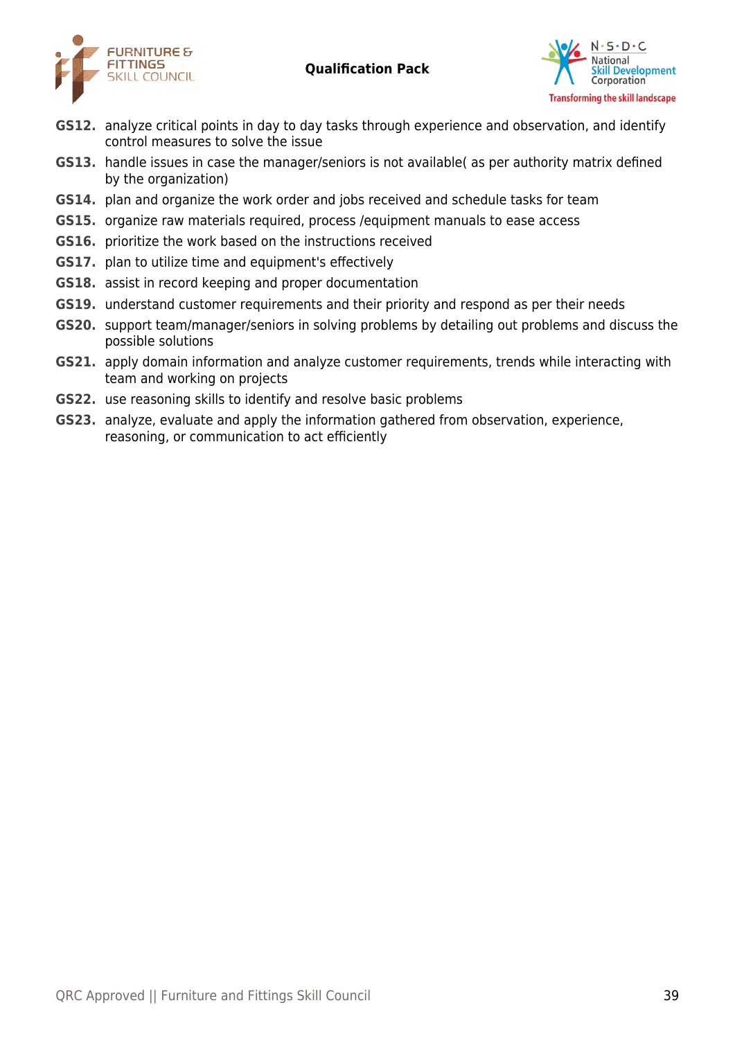**GS12.** analyze critical points in day to day tasks through experience and observation, and identify control measures to solve the issue

**GS13.** handle issues in case the manager/seniors is not available( as per authority matrix defined by the organization)

**GS14.** plan and organize the work order and jobs received and schedule tasks for team

**GS15.** organize raw materials required, process /equipment manuals to ease access

**GS16.** prioritize the work based on the instructions received

**GS17.** plan to utilize time and equipment's effectively

**GS18.** assist in record keeping and proper documentation

**GS19.** understand customer requirements and their priority and respond as per their needs

**GS20.** support team/manager/seniors in solving problems by detailing out problems and discuss the possible solutions

**GS21.** apply domain information and analyze customer requirements, trends while interacting with team and working on projects

**GS22.** use reasoning skills to identify and resolve basic problems

**GS23.** analyze, evaluate and apply the information gathered from observation, experience, reasoning, or communication to act efficiently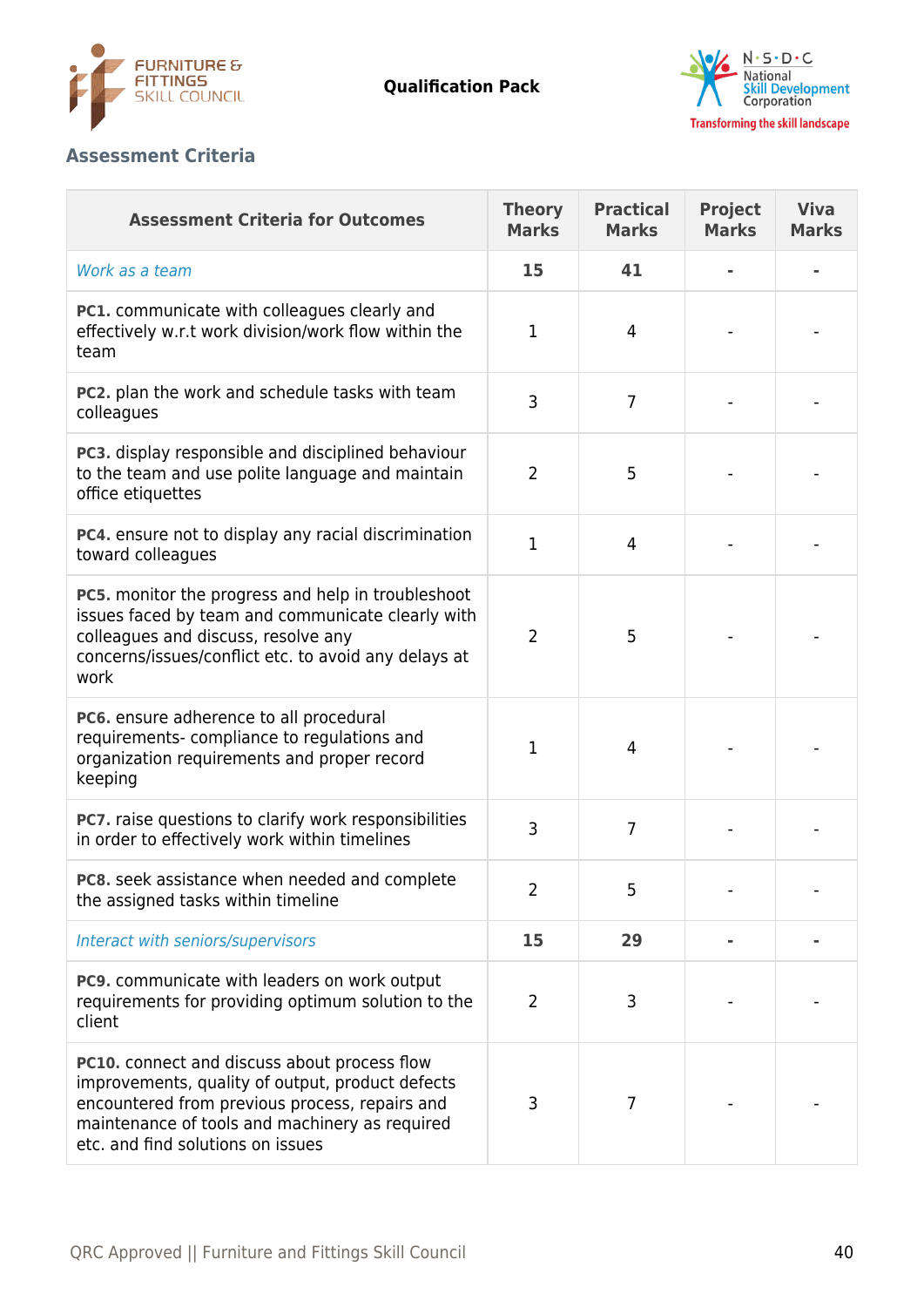## Assessment Criteria

| Assessment Criteria for Outcomes | Theory Marks | Practical Marks | Project Marks | Viva Marks |
|---|---|---|---|---|
| *Work as a team* | **15** | **41** | **-** | **-** |
| **PC1.** communicate with colleagues clearly and effectively w.r.t work division/work flow within the team | 1 | 4 | - | - |
| **PC2.** plan the work and schedule tasks with team colleagues | 3 | 7 | - | - |
| **PC3.** display responsible and disciplined behaviour to the team and use polite language and maintain office etiquettes | 2 | 5 | - | - |
| **PC4.** ensure not to display any racial discrimination toward colleagues | 1 | 4 | - | - |
| **PC5.** monitor the progress and help in troubleshoot issues faced by team and communicate clearly with colleagues and discuss, resolve any concerns/issues/conflict etc. to avoid any delays at work | 2 | 5 | - | - |
| **PC6.** ensure adherence to all procedural requirements- compliance to regulations and organization requirements and proper record keeping | 1 | 4 | - | - |
| **PC7.** raise questions to clarify work responsibilities in order to effectively work within timelines | 3 | 7 | - | - |
| **PC8.** seek assistance when needed and complete the assigned tasks within timeline | 2 | 5 | - | - |
| *Interact with seniors/supervisors* | **15** | **29** | **-** | **-** |
| **PC9.** communicate with leaders on work output requirements for providing optimum solution to the client | 2 | 3 | - | - |
| **PC10.** connect and discuss about process flow improvements, quality of output, product defects encountered from previous process, repairs and maintenance of tools and machinery as required etc. and find solutions on issues | 3 | 7 | - | - |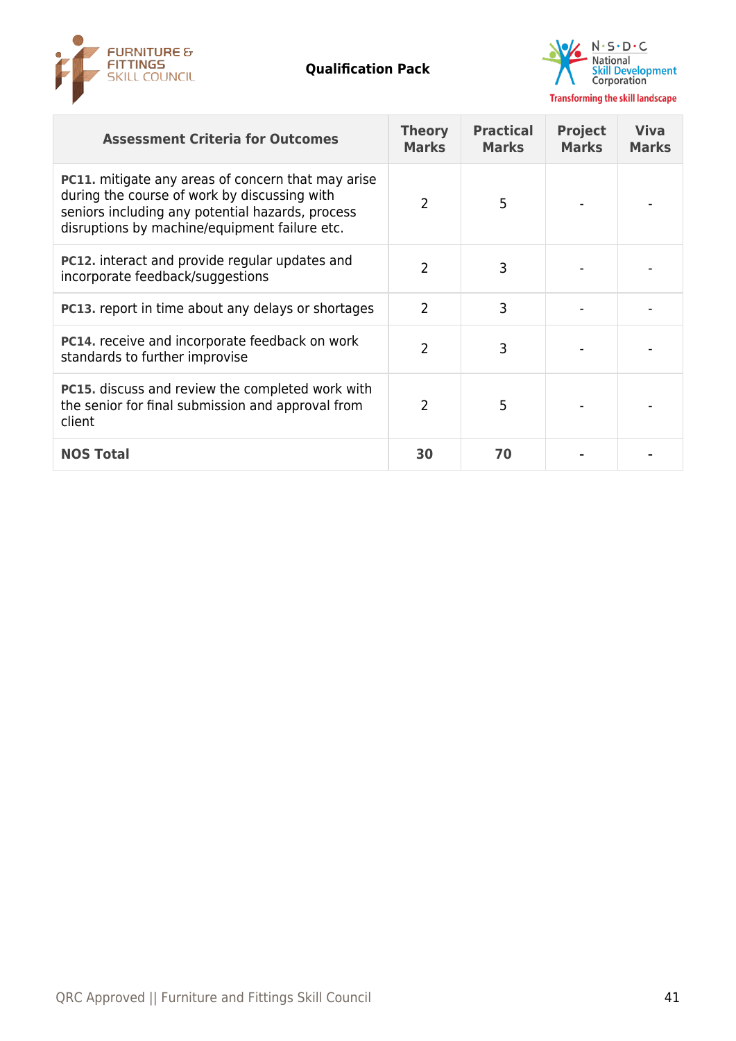| Assessment Criteria for Outcomes | Theory Marks | Practical Marks | Project Marks | Viva Marks |
|---|---|---|---|---|
| **PC11.** mitigate any areas of concern that may arise during the course of work by discussing with seniors including any potential hazards, process disruptions by machine/equipment failure etc. | 2 | 5 | - | - |
| **PC12.** interact and provide regular updates and incorporate feedback/suggestions | 2 | 3 | - | - |
| **PC13.** report in time about any delays or shortages | 2 | 3 | - | - |
| **PC14.** receive and incorporate feedback on work standards to further improvise | 2 | 3 | - | - |
| **PC15.** discuss and review the completed work with the senior for final submission and approval from client | 2 | 5 | - | - |
| **NOS Total** | **30** | **70** | **-** | **-** |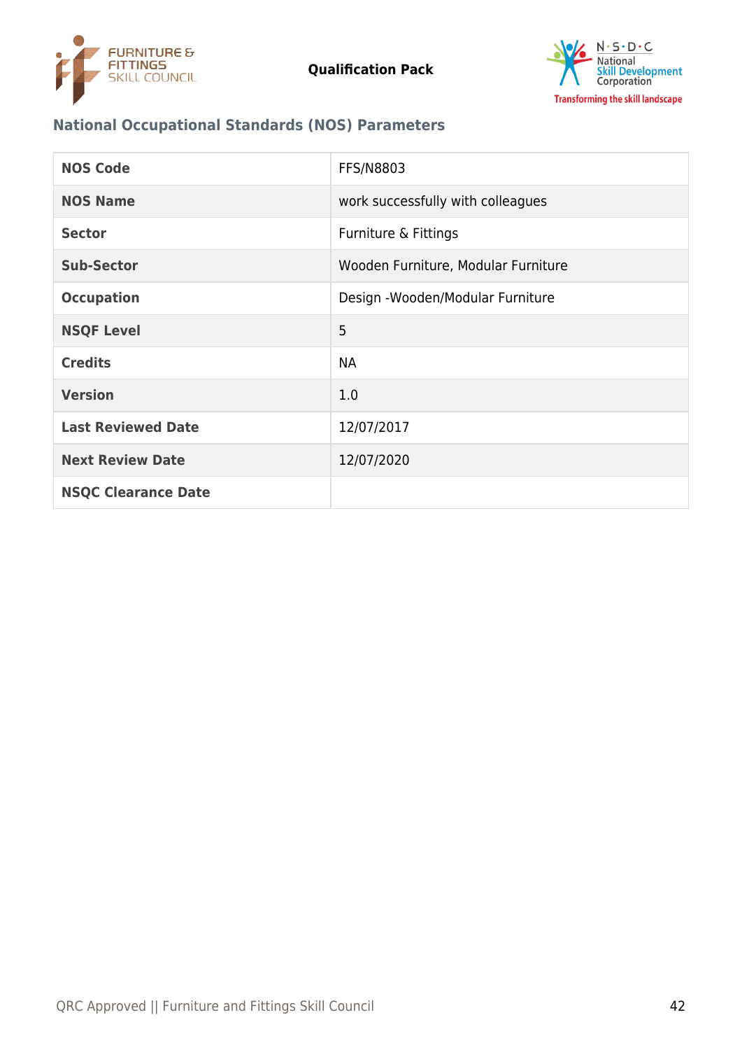## National Occupational Standards (NOS) Parameters

| NOS Code | FFS/N8803 |
|---|---|
| NOS Name | work successfully with colleagues |
| Sector | Furniture & Fittings |
| Sub-Sector | Wooden Furniture, Modular Furniture |
| Occupation | Design -Wooden/Modular Furniture |
| NSQF Level | 5 |
| Credits | NA |
| Version | 1.0 |
| Last Reviewed Date | 12/07/2017 |
| Next Review Date | 12/07/2020 |
| NSQC Clearance Date | |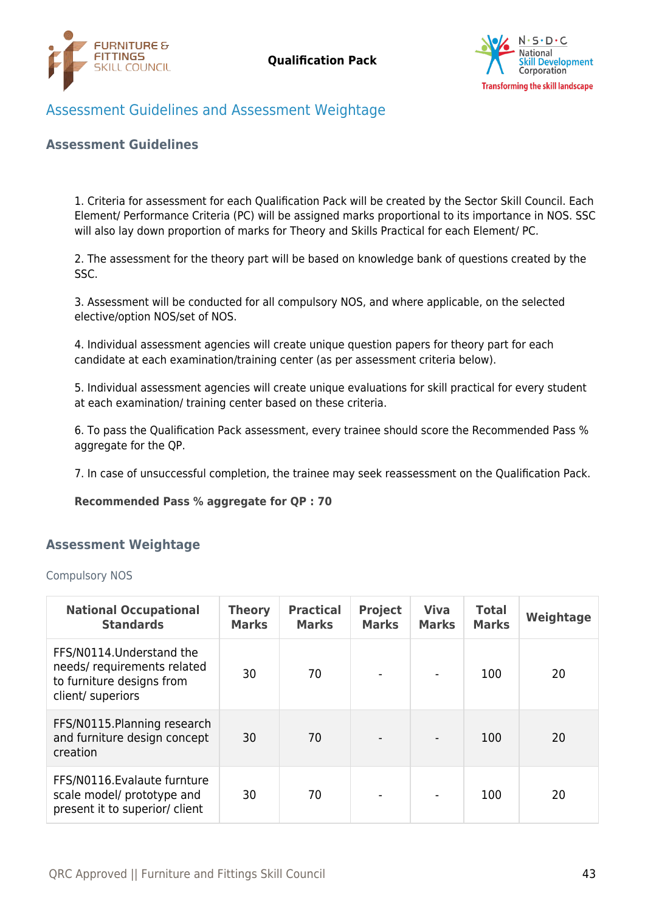## Assessment Guidelines and Assessment Weightage

### Assessment Guidelines

1. Criteria for assessment for each Qualification Pack will be created by the Sector Skill Council. Each Element/ Performance Criteria (PC) will be assigned marks proportional to its importance in NOS. SSC will also lay down proportion of marks for Theory and Skills Practical for each Element/ PC.

2. The assessment for the theory part will be based on knowledge bank of questions created by the SSC.

3. Assessment will be conducted for all compulsory NOS, and where applicable, on the selected elective/option NOS/set of NOS.

4. Individual assessment agencies will create unique question papers for theory part for each candidate at each examination/training center (as per assessment criteria below).

5. Individual assessment agencies will create unique evaluations for skill practical for every student at each examination/ training center based on these criteria.

6. To pass the Qualification Pack assessment, every trainee should score the Recommended Pass % aggregate for the QP.

7. In case of unsuccessful completion, the trainee may seek reassessment on the Qualification Pack.

**Recommended Pass % aggregate for QP : 70**

### Assessment Weightage

Compulsory NOS

| National Occupational Standards | Theory Marks | Practical Marks | Project Marks | Viva Marks | Total Marks | Weightage |
|---|---|---|---|---|---|---|
| FFS/N0114.Understand the needs/ requirements related to furniture designs from client/ superiors | 30 | 70 | - | - | 100 | 20 |
| FFS/N0115.Planning research and furniture design concept creation | 30 | 70 | - | - | 100 | 20 |
| FFS/N0116.Evalaute furnture scale model/ prototype and present it to superior/ client | 30 | 70 | - | - | 100 | 20 |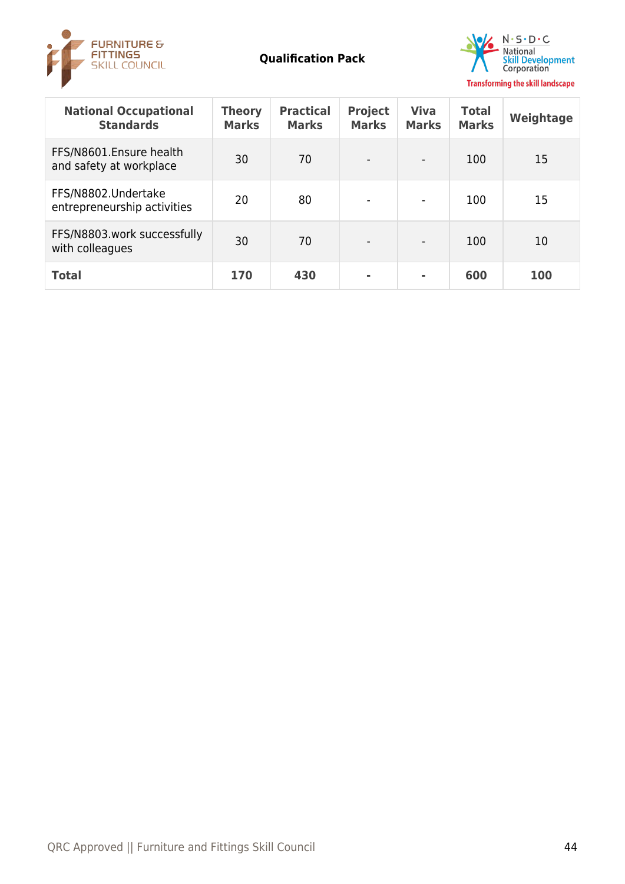| National Occupational Standards | Theory Marks | Practical Marks | Project Marks | Viva Marks | Total Marks | Weightage |
|---|---|---|---|---|---|---|
| FFS/N8601.Ensure health and safety at workplace | 30 | 70 | - | - | 100 | 15 |
| FFS/N8802.Undertake entrepreneurship activities | 20 | 80 | - | - | 100 | 15 |
| FFS/N8803.work successfully with colleagues | 30 | 70 | - | - | 100 | 10 |
| **Total** | **170** | **430** | **-** | **-** | **600** | **100** |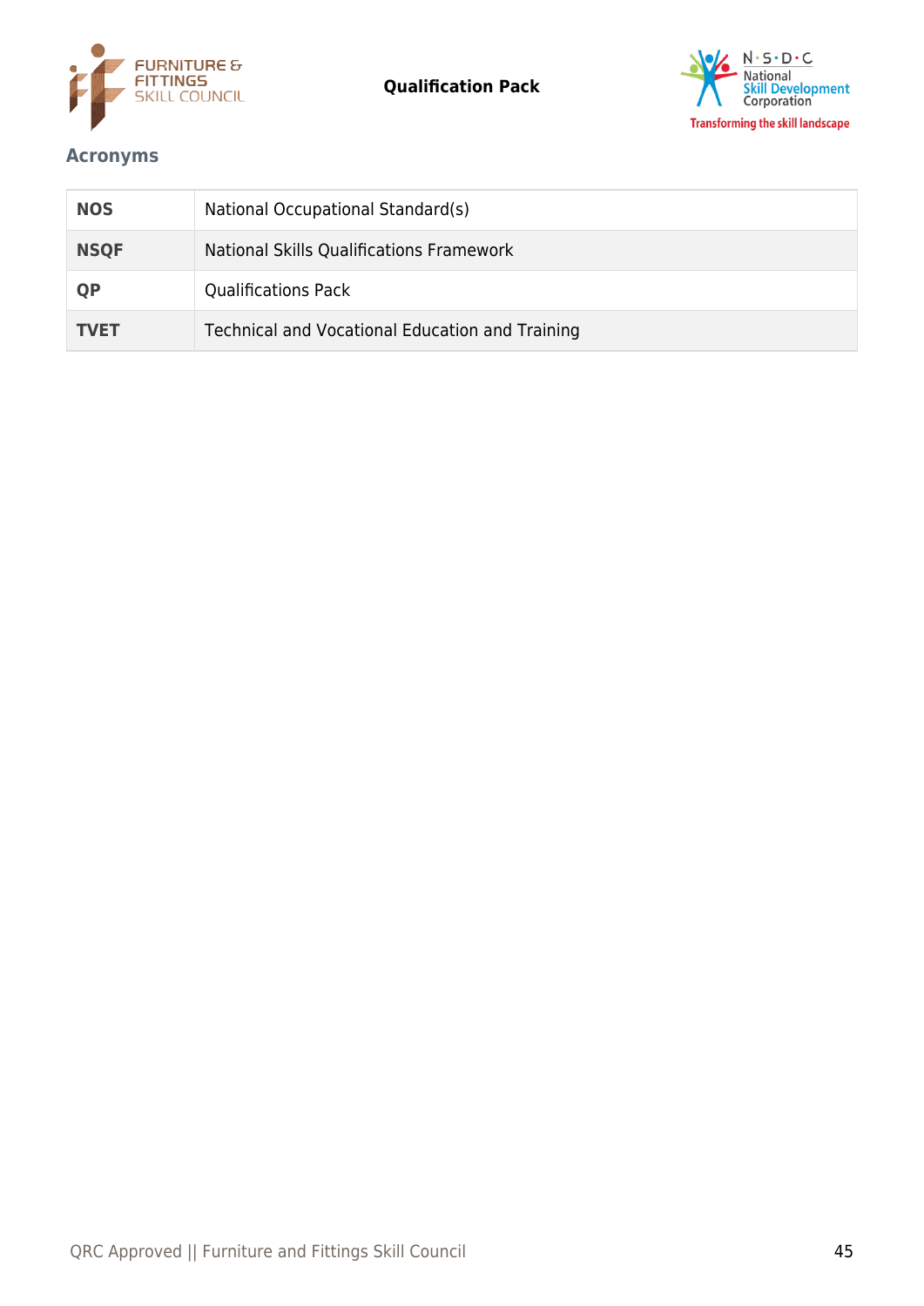## Acronyms

| NOS | National Occupational Standard(s) |
|---|---|
| NSQF | National Skills Qualifications Framework |
| QP | Qualifications Pack |
| TVET | Technical and Vocational Education and Training |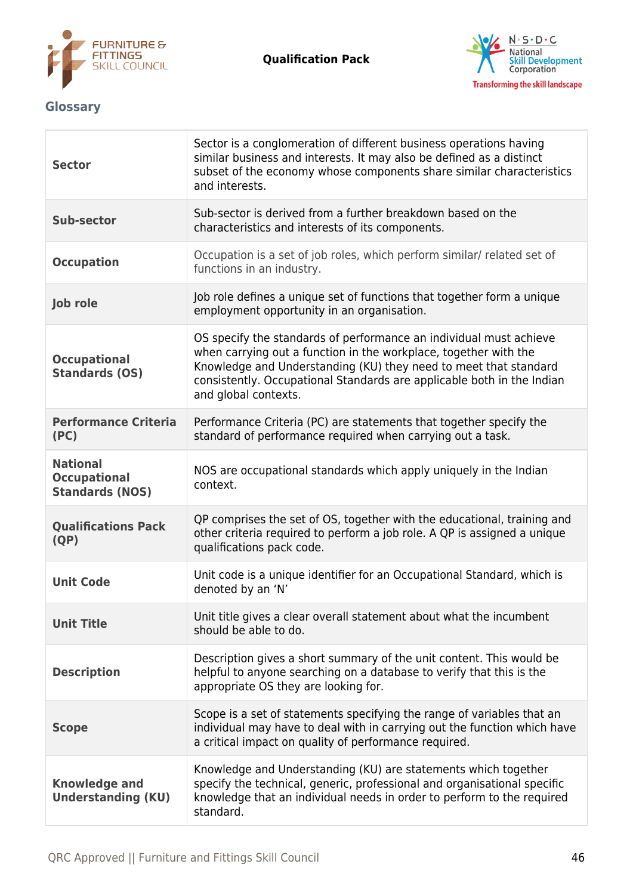## Glossary

| | |
|---|---|
| **Sector** | Sector is a conglomeration of different business operations having similar business and interests. It may also be defined as a distinct subset of the economy whose components share similar characteristics and interests. |
| **Sub-sector** | Sub-sector is derived from a further breakdown based on the characteristics and interests of its components. |
| **Occupation** | Occupation is a set of job roles, which perform similar/ related set of functions in an industry. |
| **Job role** | Job role defines a unique set of functions that together form a unique employment opportunity in an organisation. |
| **Occupational Standards (OS)** | OS specify the standards of performance an individual must achieve when carrying out a function in the workplace, together with the Knowledge and Understanding (KU) they need to meet that standard consistently. Occupational Standards are applicable both in the Indian and global contexts. |
| **Performance Criteria (PC)** | Performance Criteria (PC) are statements that together specify the standard of performance required when carrying out a task. |
| **National Occupational Standards (NOS)** | NOS are occupational standards which apply uniquely in the Indian context. |
| **Qualifications Pack (QP)** | QP comprises the set of OS, together with the educational, training and other criteria required to perform a job role. A QP is assigned a unique qualifications pack code. |
| **Unit Code** | Unit code is a unique identifier for an Occupational Standard, which is denoted by an 'N' |
| **Unit Title** | Unit title gives a clear overall statement about what the incumbent should be able to do. |
| **Description** | Description gives a short summary of the unit content. This would be helpful to anyone searching on a database to verify that this is the appropriate OS they are looking for. |
| **Scope** | Scope is a set of statements specifying the range of variables that an individual may have to deal with in carrying out the function which have a critical impact on quality of performance required. |
| **Knowledge and Understanding (KU)** | Knowledge and Understanding (KU) are statements which together specify the technical, generic, professional and organisational specific knowledge that an individual needs in order to perform to the required standard. |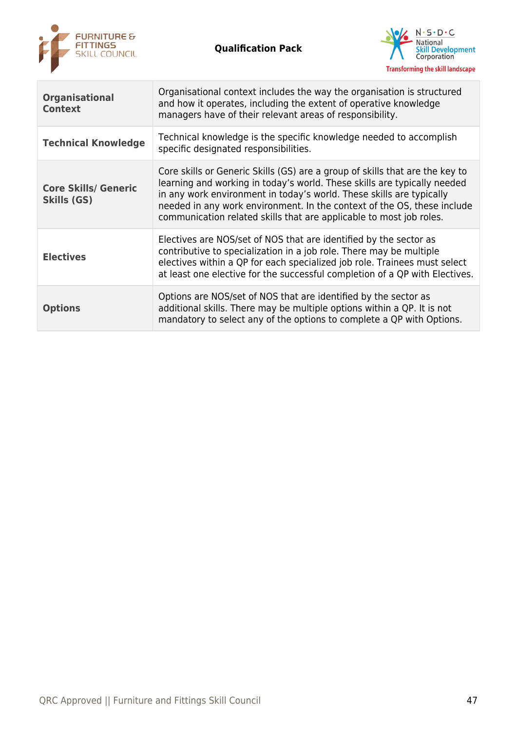| | |
|---|---|
| **Organisational Context** | Organisational context includes the way the organisation is structured and how it operates, including the extent of operative knowledge managers have of their relevant areas of responsibility. |
| **Technical Knowledge** | Technical knowledge is the specific knowledge needed to accomplish specific designated responsibilities. |
| **Core Skills/ Generic Skills (GS)** | Core skills or Generic Skills (GS) are a group of skills that are the key to learning and working in today's world. These skills are typically needed in any work environment in today's world. These skills are typically needed in any work environment. In the context of the OS, these include communication related skills that are applicable to most job roles. |
| **Electives** | Electives are NOS/set of NOS that are identified by the sector as contributive to specialization in a job role. There may be multiple electives within a QP for each specialized job role. Trainees must select at least one elective for the successful completion of a QP with Electives. |
| **Options** | Options are NOS/set of NOS that are identified by the sector as additional skills. There may be multiple options within a QP. It is not mandatory to select any of the options to complete a QP with Options. |